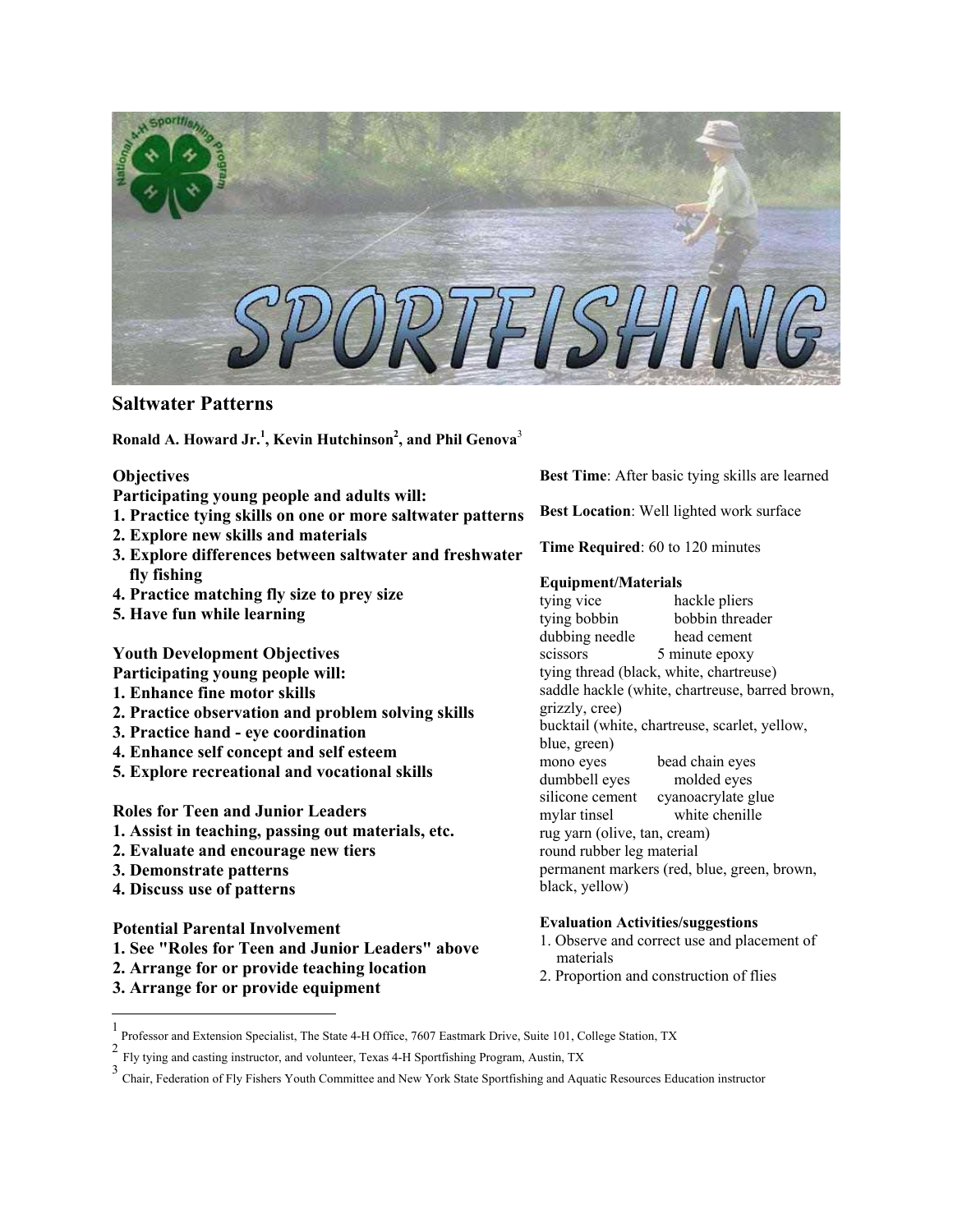# Saltwater Patterns

**Ronald A. Howard Jr.[1], Kevin Hutchinson[2], and Phil Genova[3]**

**Objectives**

**Participating young people and adults will:**

1. **Practice tying skills on one or more saltwater patterns**
2. **Explore new skills and materials**
3. **Explore differences between saltwater and freshwater fly fishing**
4. **Practice matching fly size to prey size**
5. **Have fun while learning**

**Youth Development Objectives**

**Participating young people will:**

1. **Enhance fine motor skills**
2. **Practice observation and problem solving skills**
3. **Practice hand - eye coordination**
4. **Enhance self concept and self esteem**
5. **Explore recreational and vocational skills**

**Roles for Teen and Junior Leaders**

1. **Assist in teaching, passing out materials, etc.**
2. **Evaluate and encourage new tiers**
3. **Demonstrate patterns**
4. **Discuss use of patterns**

**Potential Parental Involvement**

1. **See "Roles for Teen and Junior Leaders" above**
2. **Arrange for or provide teaching location**
3. **Arrange for or provide equipment**

**Best Time**: After basic tying skills are learned

**Best Location**: Well lighted work surface

**Time Required**: 60 to 120 minutes

**Equipment/Materials**

tying vice
hackle pliers
tying bobbin
bobbin threader
dubbing needle
head cement
scissors
5 minute epoxy
tying thread (black, white, chartreuse)
saddle hackle (white, chartreuse, barred brown, grizzly, cree)
bucktail (white, chartreuse, scarlet, yellow, blue, green)
mono eyes
bead chain eyes
dumbbell eyes
molded eyes
silicone cement
cyanoacrylate glue
mylar tinsel
white chenille
rug yarn (olive, tan, cream)
round rubber leg material
permanent markers (red, blue, green, brown, black, yellow)

**Evaluation Activities/suggestions**

1. Observe and correct use and placement of materials
2. Proportion and construction of flies

---

[1] Professor and Extension Specialist, The State 4-H Office, 7607 Eastmark Drive, Suite 101, College Station, TX

[2] Fly tying and casting instructor, and volunteer, Texas 4-H Sportfishing Program, Austin, TX

[3] Chair, Federation of Fly Fishers Youth Committee and New York State Sportfishing and Aquatic Resources Education instructor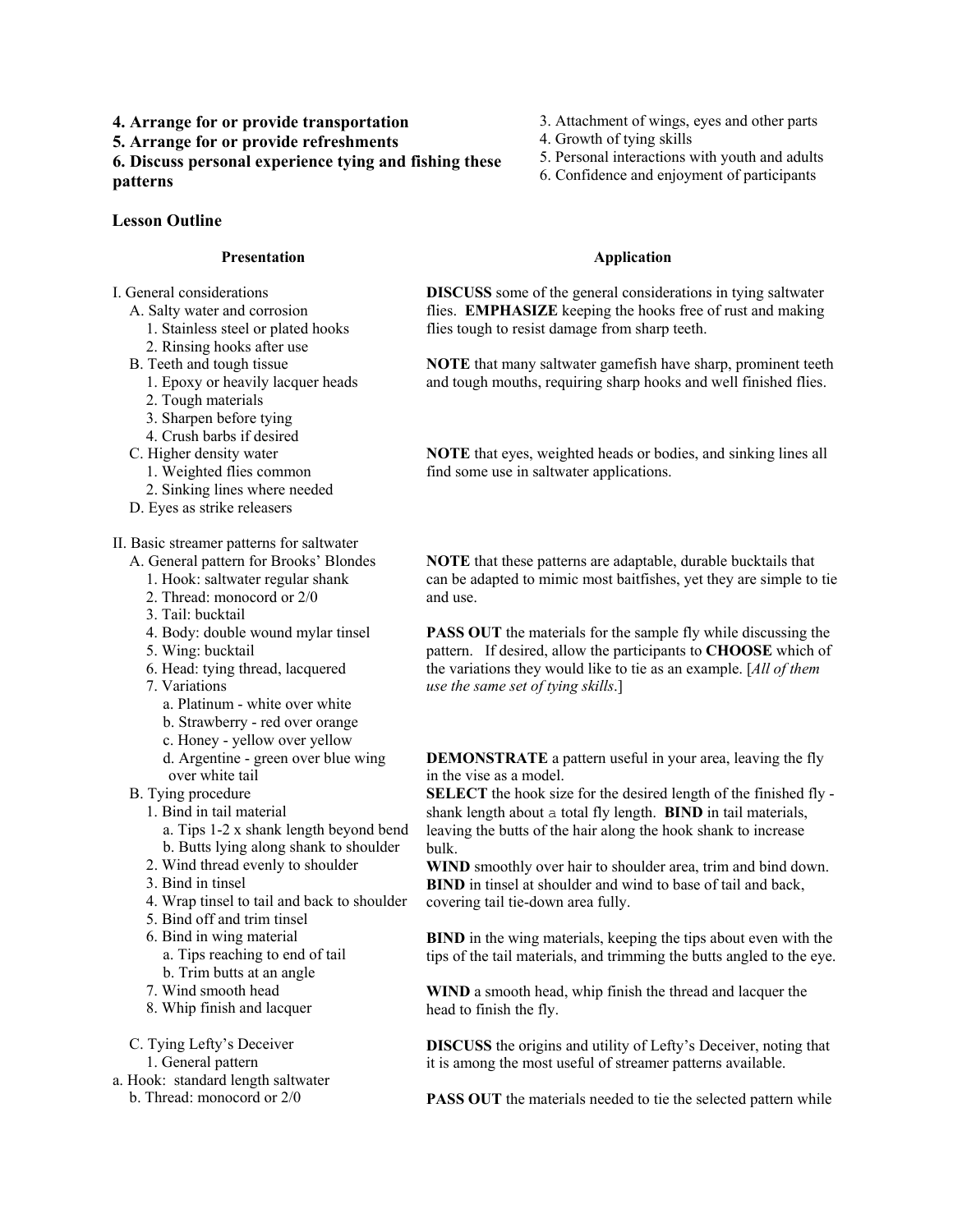**4. Arrange for or provide transportation**
**5. Arrange for or provide refreshments**
**6. Discuss personal experience tying and fishing these patterns**

3. Attachment of wings, eyes and other parts
4. Growth of tying skills
5. Personal interactions with youth and adults
6. Confidence and enjoyment of participants

### Lesson Outline

| Presentation | Application |
|---|---|
| I. General considerations<br>A. Salty water and corrosion<br>1. Stainless steel or plated hooks<br>2. Rinsing hooks after use | **DISCUSS** some of the general considerations in tying saltwater flies. **EMPHASIZE** keeping the hooks free of rust and making flies tough to resist damage from sharp teeth. |
| B. Teeth and tough tissue<br>1. Epoxy or heavily lacquer heads<br>2. Tough materials<br>3. Sharpen before tying<br>4. Crush barbs if desired | **NOTE** that many saltwater gamefish have sharp, prominent teeth and tough mouths, requiring sharp hooks and well finished flies. |
| C. Higher density water<br>1. Weighted flies common<br>2. Sinking lines where needed<br>D. Eyes as strike releasers | **NOTE** that eyes, weighted heads or bodies, and sinking lines all find some use in saltwater applications. |
| II. Basic streamer patterns for saltwater<br>A. General pattern for Brooks' Blondes<br>1. Hook: saltwater regular shank<br>2. Thread: monocord or 2/0<br>3. Tail: bucktail | **NOTE** that these patterns are adaptable, durable bucktails that can be adapted to mimic most baitfishes, yet they are simple to tie and use. |
| 4. Body: double wound mylar tinsel<br>5. Wing: bucktail<br>6. Head: tying thread, lacquered<br>7. Variations<br>a. Platinum - white over white<br>b. Strawberry - red over orange<br>c. Honey - yellow over yellow | **PASS OUT** the materials for the sample fly while discussing the pattern. If desired, allow the participants to **CHOOSE** which of the variations they would like to tie as an example. [*All of them use the same set of tying skills*.] |
| d. Argentine - green over blue wing over white tail<br>B. Tying procedure<br>1. Bind in tail material<br>a. Tips 1-2 x shank length beyond bend<br>b. Butts lying along shank to shoulder<br>2. Wind thread evenly to shoulder<br>3. Bind in tinsel<br>4. Wrap tinsel to tail and back to shoulder<br>5. Bind off and trim tinsel | **DEMONSTRATE** a pattern useful in your area, leaving the fly in the vise as a model.<br>**SELECT** the hook size for the desired length of the finished fly - shank length about a total fly length. **BIND** in tail materials, leaving the butts of the hair along the hook shank to increase bulk.<br>**WIND** smoothly over hair to shoulder area, trim and bind down. **BIND** in tinsel at shoulder and wind to base of tail and back, covering tail tie-down area fully. |
| 6. Bind in wing material<br>a. Tips reaching to end of tail<br>b. Trim butts at an angle | **BIND** in the wing materials, keeping the tips about even with the tips of the tail materials, and trimming the butts angled to the eye. |
| 7. Wind smooth head<br>8. Whip finish and lacquer | **WIND** a smooth head, whip finish the thread and lacquer the head to finish the fly. |
| C. Tying Lefty's Deceiver<br>1. General pattern<br>a. Hook: standard length saltwater<br>b. Thread: monocord or 2/0 | **DISCUSS** the origins and utility of Lefty's Deceiver, noting that it is among the most useful of streamer patterns available.<br><br>**PASS OUT** the materials needed to tie the selected pattern while |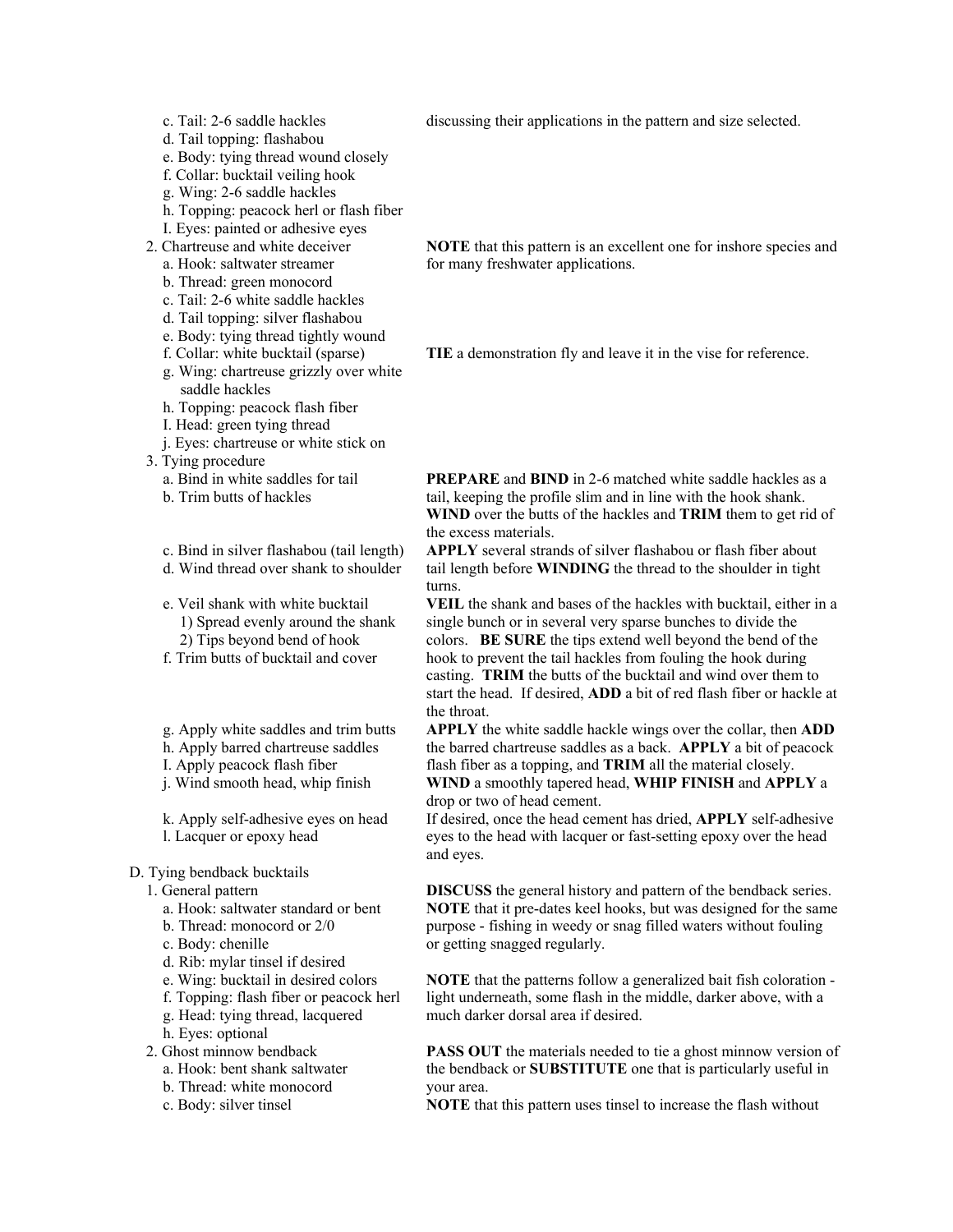c. Tail: 2-6 saddle hackles
d. Tail topping: flashabou
e. Body: tying thread wound closely
f. Collar: bucktail veiling hook
g. Wing: 2-6 saddle hackles
h. Topping: peacock herl or flash fiber
I. Eyes: painted or adhesive eyes

discussing their applications in the pattern and size selected.

2. Chartreuse and white deceiver
a. Hook: saltwater streamer
b. Thread: green monocord
c. Tail: 2-6 white saddle hackles
d. Tail topping: silver flashabou
e. Body: tying thread tightly wound
f. Collar: white bucktail (sparse)
g. Wing: chartreuse grizzly over white saddle hackles
h. Topping: peacock flash fiber
I. Head: green tying thread
j. Eyes: chartreuse or white stick on

**NOTE** that this pattern is an excellent one for inshore species and for many freshwater applications.

**TIE** a demonstration fly and leave it in the vise for reference.

3. Tying procedure
a. Bind in white saddles for tail
b. Trim butts of hackles

**PREPARE** and **BIND** in 2-6 matched white saddle hackles as a tail, keeping the profile slim and in line with the hook shank. **WIND** over the butts of the hackles and **TRIM** them to get rid of the excess materials.

c. Bind in silver flashabou (tail length)
d. Wind thread over shank to shoulder

**APPLY** several strands of silver flashabou or flash fiber about tail length before **WINDING** the thread to the shoulder in tight turns.

e. Veil shank with white bucktail
1) Spread evenly around the shank
2) Tips beyond bend of hook
f. Trim butts of bucktail and cover

**VEIL** the shank and bases of the hackles with bucktail, either in a single bunch or in several very sparse bunches to divide the colors. **BE SURE** the tips extend well beyond the bend of the hook to prevent the tail hackles from fouling the hook during casting. **TRIM** the butts of the bucktail and wind over them to start the head. If desired, **ADD** a bit of red flash fiber or hackle at the throat.

g. Apply white saddles and trim butts
h. Apply barred chartreuse saddles
I. Apply peacock flash fiber
j. Wind smooth head, whip finish

**APPLY** the white saddle hackle wings over the collar, then **ADD** the barred chartreuse saddles as a back. **APPLY** a bit of peacock flash fiber as a topping, and **TRIM** all the material closely. **WIND** a smoothly tapered head, **WHIP FINISH** and **APPLY** a drop or two of head cement.

k. Apply self-adhesive eyes on head
l. Lacquer or epoxy head

If desired, once the head cement has dried, **APPLY** self-adhesive eyes to the head with lacquer or fast-setting epoxy over the head and eyes.

D. Tying bendback bucktails

1. General pattern
a. Hook: saltwater standard or bent
b. Thread: monocord or 2/0
c. Body: chenille
d. Rib: mylar tinsel if desired
e. Wing: bucktail in desired colors
f. Topping: flash fiber or peacock herl
g. Head: tying thread, lacquered
h. Eyes: optional

**DISCUSS** the general history and pattern of the bendback series. **NOTE** that it pre-dates keel hooks, but was designed for the same purpose - fishing in weedy or snag filled waters without fouling or getting snagged regularly.

**NOTE** that the patterns follow a generalized bait fish coloration - light underneath, some flash in the middle, darker above, with a much darker dorsal area if desired.

2. Ghost minnow bendback
a. Hook: bent shank saltwater
b. Thread: white monocord
c. Body: silver tinsel

**PASS OUT** the materials needed to tie a ghost minnow version of the bendback or **SUBSTITUTE** one that is particularly useful in your area.

**NOTE** that this pattern uses tinsel to increase the flash without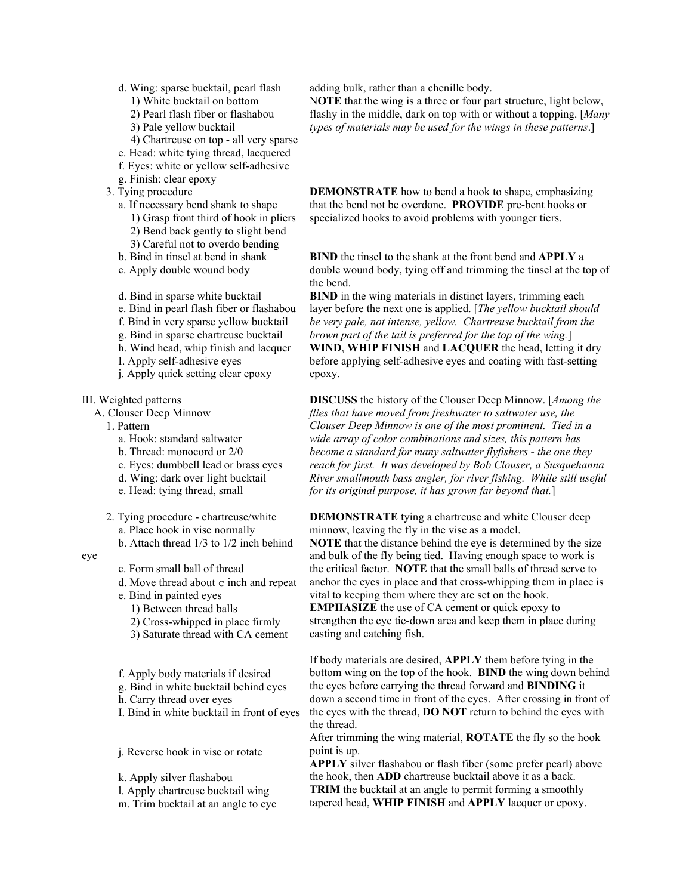d. Wing: sparse bucktail, pearl flash
   1) White bucktail on bottom
   2) Pearl flash fiber or flashabou
   3) Pale yellow bucktail
   4) Chartreuse on top - all very sparse
e. Head: white tying thread, lacquered
f. Eyes: white or yellow self-adhesive
g. Finish: clear epoxy

adding bulk, rather than a chenille body.
N**OTE** that the wing is a three or four part structure, light below, flashy in the middle, dark on top with or without a topping. [*Many types of materials may be used for the wings in these patterns*.]

3. Tying procedure
   a. If necessary bend shank to shape
      1) Grasp front third of hook in pliers
      2) Bend back gently to slight bend
      3) Careful not to overdo bending

**DEMONSTRATE** how to bend a hook to shape, emphasizing that the bend not be overdone. **PROVIDE** pre-bent hooks or specialized hooks to avoid problems with younger tiers.

   b. Bind in tinsel at bend in shank
   c. Apply double wound body

**BIND** the tinsel to the shank at the front bend and **APPLY** a double wound body, tying off and trimming the tinsel at the top of the bend.

   d. Bind in sparse white bucktail
   e. Bind in pearl flash fiber or flashabou
   f. Bind in very sparse yellow bucktail
   g. Bind in sparse chartreuse bucktail

**BIND** in the wing materials in distinct layers, trimming each layer before the next one is applied. [*The yellow bucktail should be very pale, not intense, yellow. Chartreuse bucktail from the brown part of the tail is preferred for the top of the wing.*]

   h. Wind head, whip finish and lacquer
   I. Apply self-adhesive eyes
   j. Apply quick setting clear epoxy

**WIND**, **WHIP FINISH** and **LACQUER** the head, letting it dry before applying self-adhesive eyes and coating with fast-setting epoxy.

III. Weighted patterns
   A. Clouser Deep Minnow
      1. Pattern
         a. Hook: standard saltwater
         b. Thread: monocord or 2/0
         c. Eyes: dumbbell lead or brass eyes
         d. Wing: dark over light bucktail
         e. Head: tying thread, small

**DISCUSS** the history of the Clouser Deep Minnow. [*Among the flies that have moved from freshwater to saltwater use, the Clouser Deep Minnow is one of the most prominent. Tied in a wide array of color combinations and sizes, this pattern has become a standard for many saltwater flyfishers - the one they reach for first. It was developed by Bob Clouser, a Susquehanna River smallmouth bass angler, for river fishing. While still useful for its original purpose, it has grown far beyond that.*]

      2. Tying procedure - chartreuse/white
         a. Place hook in vise normally
         b. Attach thread 1/3 to 1/2 inch behind eye
         c. Form small ball of thread
         d. Move thread about ⊂ inch and repeat
         e. Bind in painted eyes
            1) Between thread balls
            2) Cross-whipped in place firmly
            3) Saturate thread with CA cement

**DEMONSTRATE** tying a chartreuse and white Clouser deep minnow, leaving the fly in the vise as a model.
**NOTE** that the distance behind the eye is determined by the size and bulk of the fly being tied. Having enough space to work is the critical factor. **NOTE** that the small balls of thread serve to anchor the eyes in place and that cross-whipping them in place is vital to keeping them where they are set on the hook.
**EMPHASIZE** the use of CA cement or quick epoxy to strengthen the eye tie-down area and keep them in place during casting and catching fish.

         f. Apply body materials if desired
         g. Bind in white bucktail behind eyes
         h. Carry thread over eyes
         I. Bind in white bucktail in front of eyes

If body materials are desired, **APPLY** them before tying in the bottom wing on the top of the hook. **BIND** the wing down behind the eyes before carrying the thread forward and **BINDING** it down a second time in front of the eyes. After crossing in front of the eyes with the thread, **DO NOT** return to behind the eyes with the thread.

         j. Reverse hook in vise or rotate

After trimming the wing material, **ROTATE** the fly so the hook point is up.

         k. Apply silver flashabou
         l. Apply chartreuse bucktail wing
         m. Trim bucktail at an angle to eye

**APPLY** silver flashabou or flash fiber (some prefer pearl) above the hook, then **ADD** chartreuse bucktail above it as a back.
**TRIM** the bucktail at an angle to permit forming a smoothly tapered head, **WHIP FINISH** and **APPLY** lacquer or epoxy.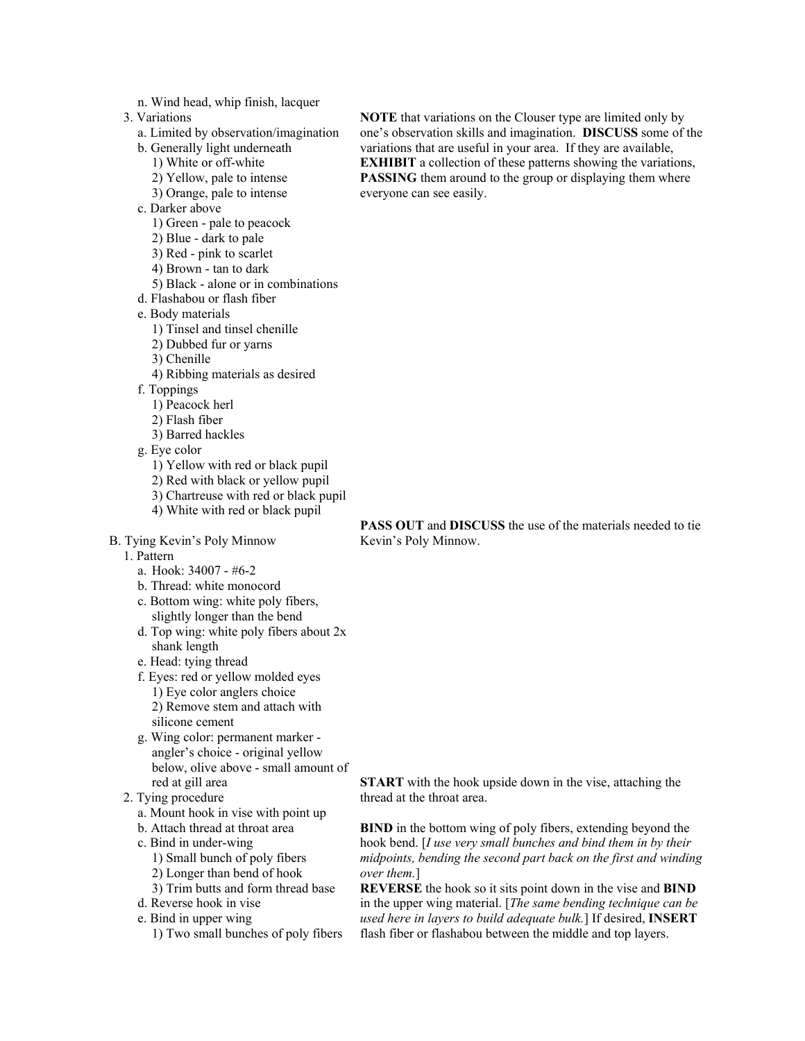n. Wind head, whip finish, lacquer

3. Variations
   a. Limited by observation/imagination
   b. Generally light underneath
      1) White or off-white
      2) Yellow, pale to intense
      3) Orange, pale to intense
   c. Darker above
      1) Green - pale to peacock
      2) Blue - dark to pale
      3) Red - pink to scarlet
      4) Brown - tan to dark
      5) Black - alone or in combinations
   d. Flashabou or flash fiber
   e. Body materials
      1) Tinsel and tinsel chenille
      2) Dubbed fur or yarns
      3) Chenille
      4) Ribbing materials as desired
   f. Toppings
      1) Peacock herl
      2) Flash fiber
      3) Barred hackles
   g. Eye color
      1) Yellow with red or black pupil
      2) Red with black or yellow pupil
      3) Chartreuse with red or black pupil
      4) White with red or black pupil

**NOTE** that variations on the Clouser type are limited only by one's observation skills and imagination. **DISCUSS** some of the variations that are useful in your area. If they are available, **EXHIBIT** a collection of these patterns showing the variations, **PASSING** them around to the group or displaying them where everyone can see easily.

B. Tying Kevin's Poly Minnow

1. Pattern
   a. Hook: 34007 - #6-2
   b. Thread: white monocord
   c. Bottom wing: white poly fibers, slightly longer than the bend
   d. Top wing: white poly fibers about 2x shank length
   e. Head: tying thread
   f. Eyes: red or yellow molded eyes
      1) Eye color anglers choice
      2) Remove stem and attach with silicone cement
   g. Wing color: permanent marker - angler's choice - original yellow below, olive above - small amount of red at gill area

**PASS OUT** and **DISCUSS** the use of the materials needed to tie Kevin's Poly Minnow.

2. Tying procedure
   a. Mount hook in vise with point up
   b. Attach thread at throat area
   c. Bind in under-wing
      1) Small bunch of poly fibers
      2) Longer than bend of hook
      3) Trim butts and form thread base
   d. Reverse hook in vise
   e. Bind in upper wing
      1) Two small bunches of poly fibers

**START** with the hook upside down in the vise, attaching the thread at the throat area.

**BIND** in the bottom wing of poly fibers, extending beyond the hook bend. [*I use very small bunches and bind them in by their midpoints, bending the second part back on the first and winding over them.*]

**REVERSE** the hook so it sits point down in the vise and **BIND** in the upper wing material. [*The same bending technique can be used here in layers to build adequate bulk.*] If desired, **INSERT** flash fiber or flashabou between the middle and top layers.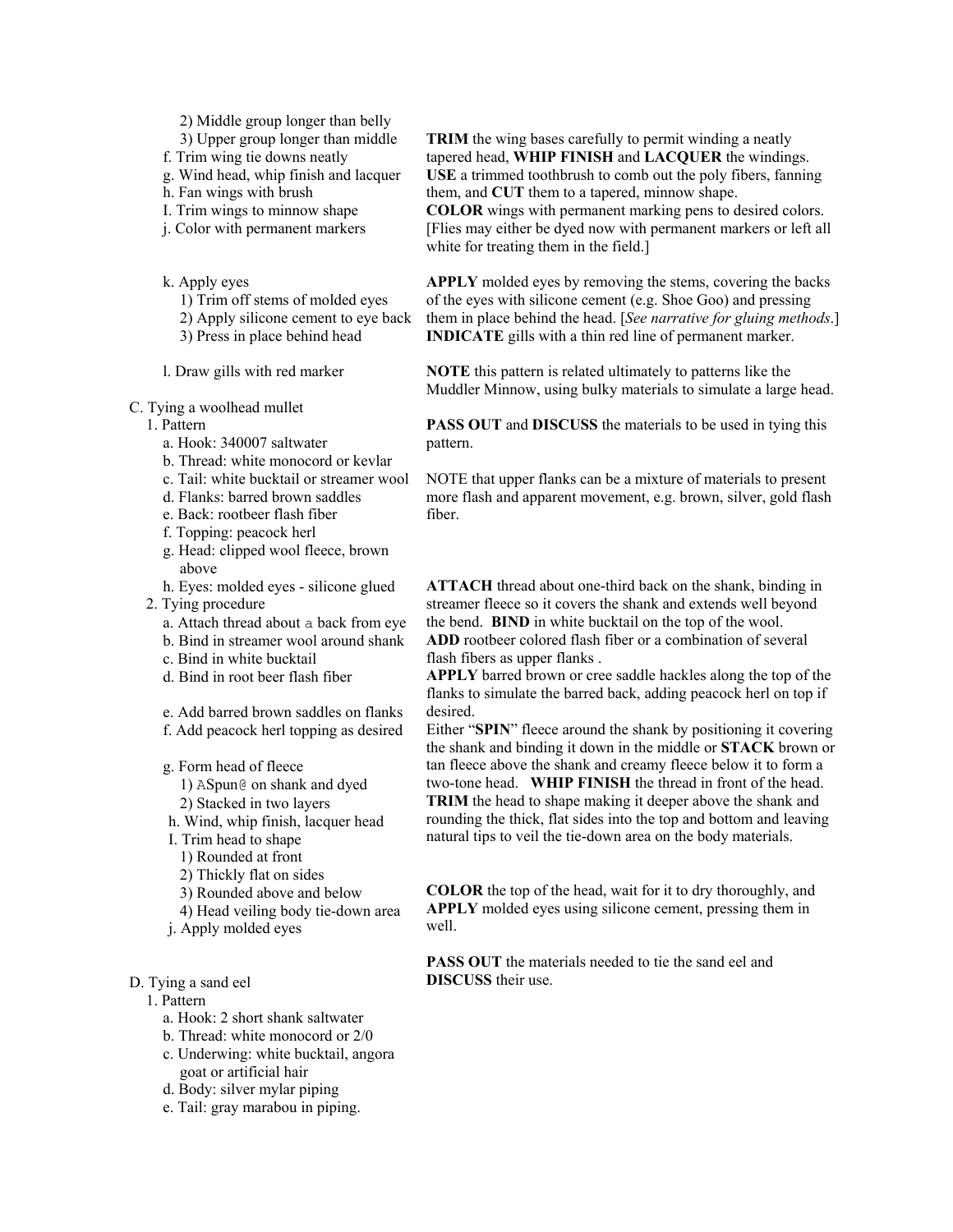2) Middle group longer than belly
3) Upper group longer than middle

f. Trim wing tie downs neatly
g. Wind head, whip finish and lacquer
h. Fan wings with brush
I. Trim wings to minnow shape
j. Color with permanent markers

**TRIM** the wing bases carefully to permit winding a neatly tapered head, **WHIP FINISH** and **LACQUER** the windings. **USE** a trimmed toothbrush to comb out the poly fibers, fanning them, and **CUT** them to a tapered, minnow shape. **COLOR** wings with permanent marking pens to desired colors. [Flies may either be dyed now with permanent markers or left all white for treating them in the field.]

k. Apply eyes
1) Trim off stems of molded eyes
2) Apply silicone cement to eye back
3) Press in place behind head

**APPLY** molded eyes by removing the stems, covering the backs of the eyes with silicone cement (e.g. Shoe Goo) and pressing them in place behind the head. [*See narrative for gluing methods*.] **INDICATE** gills with a thin red line of permanent marker.

l. Draw gills with red marker

**NOTE** this pattern is related ultimately to patterns like the Muddler Minnow, using bulky materials to simulate a large head.

C. Tying a woolhead mullet

1. Pattern

**PASS OUT** and **DISCUSS** the materials to be used in tying this pattern.

a. Hook: 340007 saltwater
b. Thread: white monocord or kevlar
c. Tail: white bucktail or streamer wool
d. Flanks: barred brown saddles
e. Back: rootbeer flash fiber
f. Topping: peacock herl
g. Head: clipped wool fleece, brown above
h. Eyes: molded eyes - silicone glued

NOTE that upper flanks can be a mixture of materials to present more flash and apparent movement, e.g. brown, silver, gold flash fiber.

2. Tying procedure

a. Attach thread about a back from eye
b. Bind in streamer wool around shank
c. Bind in white bucktail
d. Bind in root beer flash fiber

**ATTACH** thread about one-third back on the shank, binding in streamer fleece so it covers the shank and extends well beyond the bend. **BIND** in white bucktail on the top of the wool. **ADD** rootbeer colored flash fiber or a combination of several flash fibers as upper flanks .

e. Add barred brown saddles on flanks
f. Add peacock herl topping as desired

**APPLY** barred brown or cree saddle hackles along the top of the flanks to simulate the barred back, adding peacock herl on top if desired.

g. Form head of fleece
1) ASpun@ on shank and dyed
2) Stacked in two layers

h. Wind, whip finish, lacquer head
I. Trim head to shape
1) Rounded at front
2) Thickly flat on sides
3) Rounded above and below
4) Head veiling body tie-down area

Either "**SPIN**" fleece around the shank by positioning it covering the shank and binding it down in the middle or **STACK** brown or tan fleece above the shank and creamy fleece below it to form a two-tone head. **WHIP FINISH** the thread in front of the head. **TRIM** the head to shape making it deeper above the shank and rounding the thick, flat sides into the top and bottom and leaving natural tips to veil the tie-down area on the body materials.

j. Apply molded eyes

**COLOR** the top of the head, wait for it to dry thoroughly, and **APPLY** molded eyes using silicone cement, pressing them in well.

D. Tying a sand eel

**PASS OUT** the materials needed to tie the sand eel and **DISCUSS** their use.

1. Pattern

a. Hook: 2 short shank saltwater
b. Thread: white monocord or 2/0
c. Underwing: white bucktail, angora goat or artificial hair
d. Body: silver mylar piping
e. Tail: gray marabou in piping.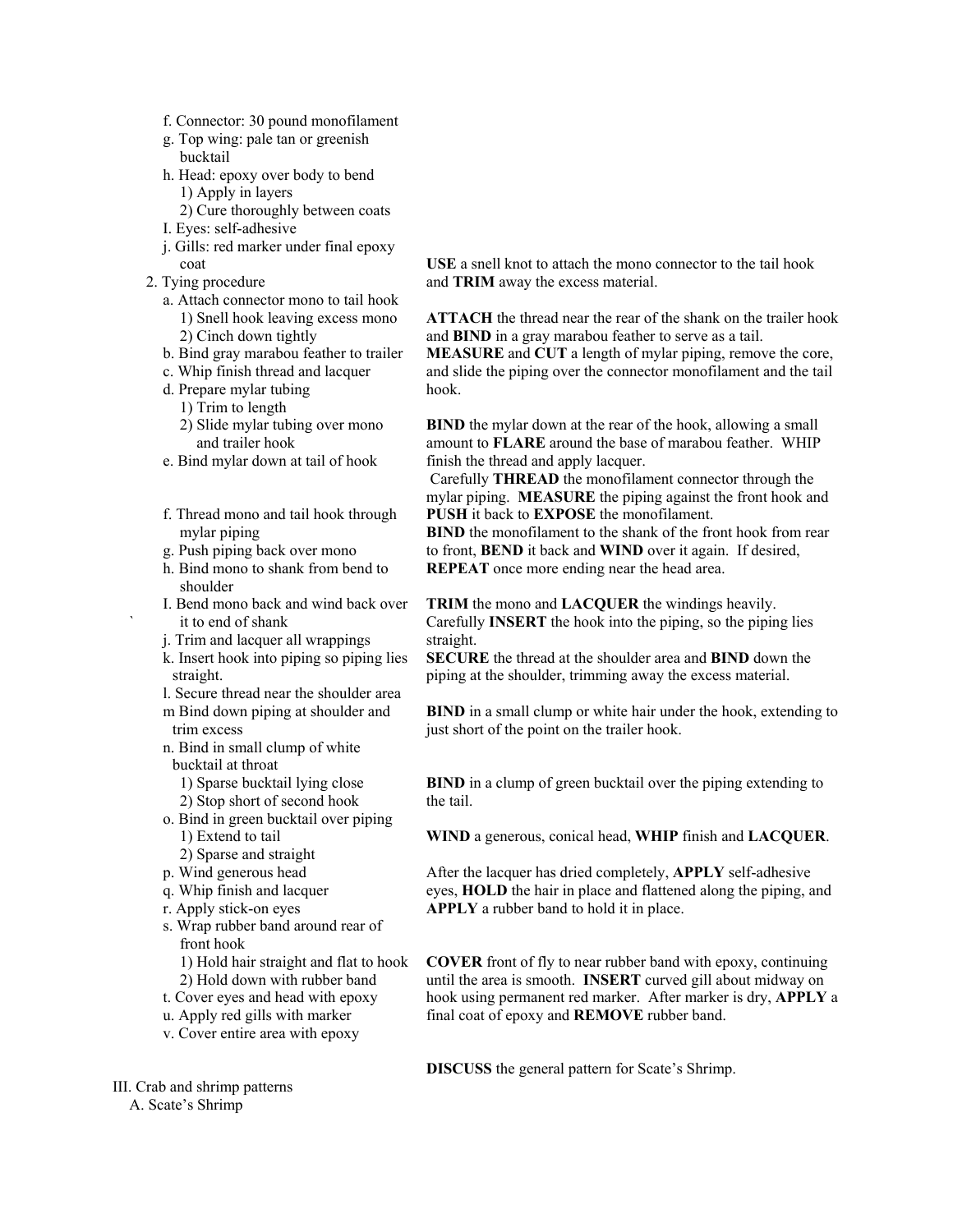f. Connector: 30 pound monofilament
g. Top wing: pale tan or greenish bucktail
h. Head: epoxy over body to bend
    1) Apply in layers
    2) Cure thoroughly between coats
I. Eyes: self-adhesive
j. Gills: red marker under final epoxy coat

2. Tying procedure
    a. Attach connector mono to tail hook
        1) Snell hook leaving excess mono
        2) Cinch down tightly

**USE** a snell knot to attach the mono connector to the tail hook and **TRIM** away the excess material.

    b. Bind gray marabou feather to trailer
    c. Whip finish thread and lacquer

**ATTACH** the thread near the rear of the shank on the trailer hook and **BIND** in a gray marabou feather to serve as a tail.

    d. Prepare mylar tubing
        1) Trim to length
        2) Slide mylar tubing over mono and trailer hook

**MEASURE** and **CUT** a length of mylar piping, remove the core, and slide the piping over the connector monofilament and the tail hook.

    e. Bind mylar down at tail of hook

**BIND** the mylar down at the rear of the hook, allowing a small amount to **FLARE** around the base of marabou feather. WHIP finish the thread and apply lacquer.

    f. Thread mono and tail hook through mylar piping
    g. Push piping back over mono

Carefully **THREAD** the monofilament connector through the mylar piping. **MEASURE** the piping against the front hook and **PUSH** it back to **EXPOSE** the monofilament.

    h. Bind mono to shank from bend to shoulder
    I. Bend mono back and wind back over it to end of shank

**BIND** the monofilament to the shank of the front hook from rear to front, **BEND** it back and **WIND** over it again. If desired, **REPEAT** once more ending near the head area.

    j. Trim and lacquer all wrappings
    k. Insert hook into piping so piping lies straight.

**TRIM** the mono and **LACQUER** the windings heavily. Carefully **INSERT** the hook into the piping, so the piping lies straight.

    l. Secure thread near the shoulder area
    m Bind down piping at shoulder and trim excess

**SECURE** the thread at the shoulder area and **BIND** down the piping at the shoulder, trimming away the excess material.

    n. Bind in small clump of white bucktail at throat
        1) Sparse bucktail lying close
        2) Stop short of second hook

**BIND** in a small clump or white hair under the hook, extending to just short of the point on the trailer hook.

    o. Bind in green bucktail over piping
        1) Extend to tail
        2) Sparse and straight

**BIND** in a clump of green bucktail over the piping extending to the tail.

    p. Wind generous head
    q. Whip finish and lacquer

**WIND** a generous, conical head, **WHIP** finish and **LACQUER**.

    r. Apply stick-on eyes
    s. Wrap rubber band around rear of front hook
        1) Hold hair straight and flat to hook
        2) Hold down with rubber band

After the lacquer has dried completely, **APPLY** self-adhesive eyes, **HOLD** the hair in place and flattened along the piping, and **APPLY** a rubber band to hold it in place.

    t. Cover eyes and head with epoxy
    u. Apply red gills with marker
    v. Cover entire area with epoxy

**COVER** front of fly to near rubber band with epoxy, continuing until the area is smooth. **INSERT** curved gill about midway on hook using permanent red marker. After marker is dry, **APPLY** a final coat of epoxy and **REMOVE** rubber band.

III. Crab and shrimp patterns
    A. Scate's Shrimp

**DISCUSS** the general pattern for Scate's Shrimp.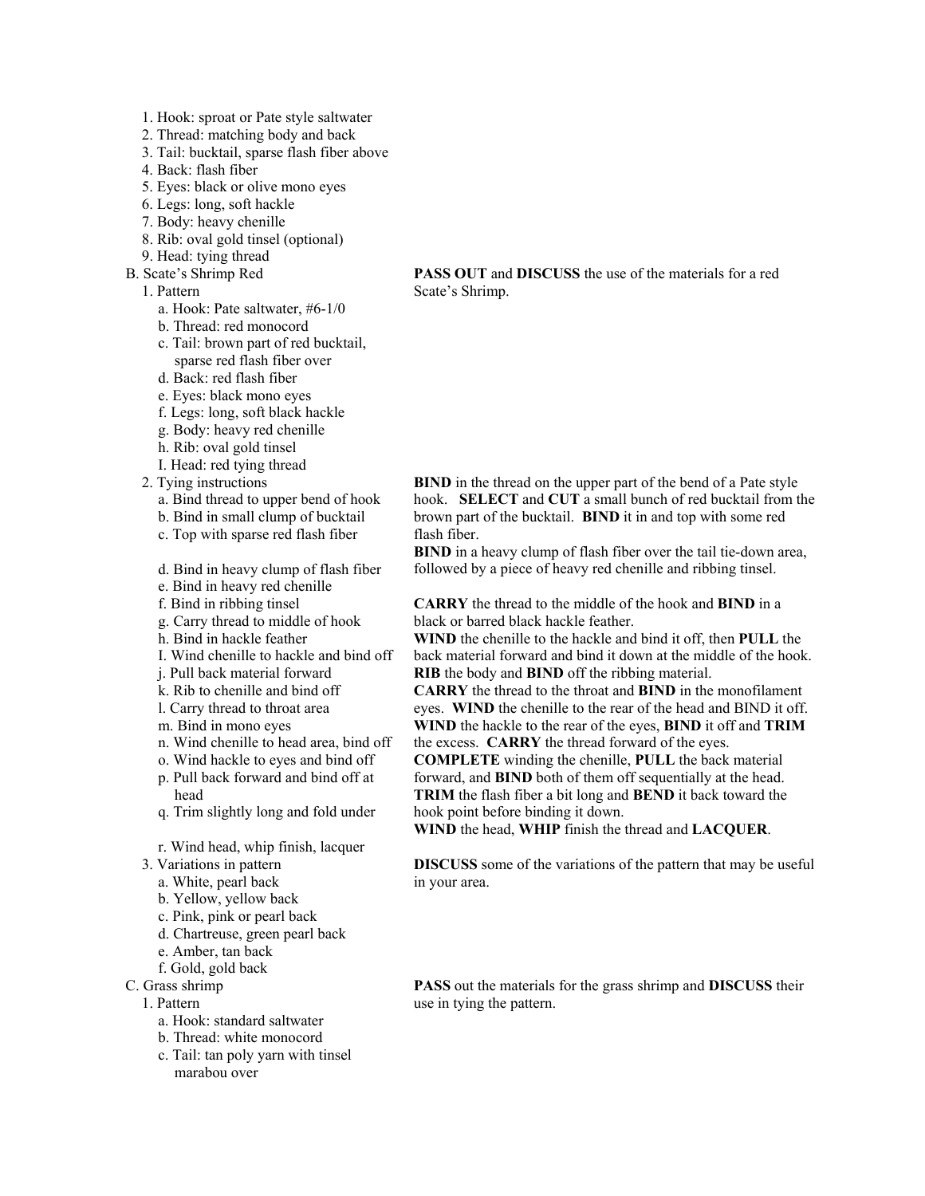1. Hook: sproat or Pate style saltwater
2. Thread: matching body and back
3. Tail: bucktail, sparse flash fiber above
4. Back: flash fiber
5. Eyes: black or olive mono eyes
6. Legs: long, soft hackle
7. Body: heavy chenille
8. Rib: oval gold tinsel (optional)
9. Head: tying thread

B. Scate's Shrimp Red

**PASS OUT** and **DISCUSS** the use of the materials for a red Scate's Shrimp.

1. Pattern
   a. Hook: Pate saltwater, #6-1/0
   b. Thread: red monocord
   c. Tail: brown part of red bucktail, sparse red flash fiber over
   d. Back: red flash fiber
   e. Eyes: black mono eyes
   f. Legs: long, soft black hackle
   g. Body: heavy red chenille
   h. Rib: oval gold tinsel
   I. Head: red tying thread
2. Tying instructions
   a. Bind thread to upper bend of hook
   b. Bind in small clump of bucktail
   c. Top with sparse red flash fiber
   d. Bind in heavy clump of flash fiber
   e. Bind in heavy red chenille
   f. Bind in ribbing tinsel
   g. Carry thread to middle of hook
   h. Bind in hackle feather
   I. Wind chenille to hackle and bind off
   j. Pull back material forward
   k. Rib to chenille and bind off
   l. Carry thread to throat area
   m. Bind in mono eyes
   n. Wind chenille to head area, bind off
   o. Wind hackle to eyes and bind off
   p. Pull back forward and bind off at head
   q. Trim slightly long and fold under
   r. Wind head, whip finish, lacquer

**BIND** in the thread on the upper part of the bend of a Pate style hook. **SELECT** and **CUT** a small bunch of red bucktail from the brown part of the bucktail. **BIND** it in and top with some red flash fiber.

**BIND** in a heavy clump of flash fiber over the tail tie-down area, followed by a piece of heavy red chenille and ribbing tinsel.

**CARRY** the thread to the middle of the hook and **BIND** in a black or barred black hackle feather.

**WIND** the chenille to the hackle and bind it off, then **PULL** the back material forward and bind it down at the middle of the hook.

**RIB** the body and **BIND** off the ribbing material.

**CARRY** the thread to the throat and **BIND** in the monofilament eyes. **WIND** the chenille to the rear of the head and BIND it off.

**WIND** the hackle to the rear of the eyes, **BIND** it off and **TRIM** the excess. **CARRY** the thread forward of the eyes.

**COMPLETE** winding the chenille, **PULL** the back material forward, and **BIND** both of them off sequentially at the head.

**TRIM** the flash fiber a bit long and **BEND** it back toward the hook point before binding it down.

**WIND** the head, **WHIP** finish the thread and **LACQUER**.

3. Variations in pattern
   a. White, pearl back
   b. Yellow, yellow back
   c. Pink, pink or pearl back
   d. Chartreuse, green pearl back
   e. Amber, tan back
   f. Gold, gold back

**DISCUSS** some of the variations of the pattern that may be useful in your area.

C. Grass shrimp

**PASS** out the materials for the grass shrimp and **DISCUSS** their use in tying the pattern.

1. Pattern
   a. Hook: standard saltwater
   b. Thread: white monocord
   c. Tail: tan poly yarn with tinsel marabou over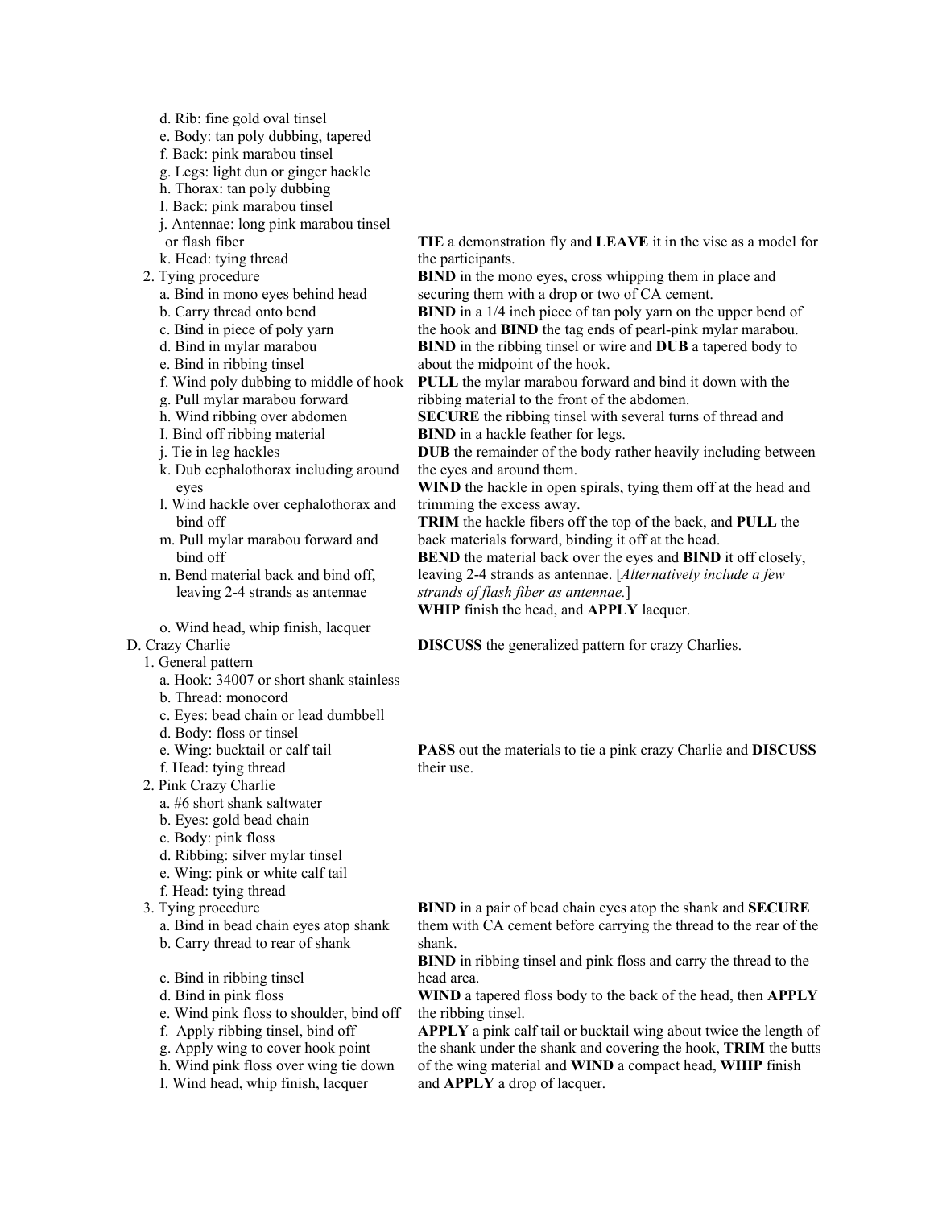d. Rib: fine gold oval tinsel
e. Body: tan poly dubbing, tapered
f. Back: pink marabou tinsel
g. Legs: light dun or ginger hackle
h. Thorax: tan poly dubbing
I. Back: pink marabou tinsel
j. Antennae: long pink marabou tinsel or flash fiber
k. Head: tying thread

**TIE** a demonstration fly and **LEAVE** it in the vise as a model for the participants.

2. Tying procedure
   a. Bind in mono eyes behind head
   b. Carry thread onto bend
   c. Bind in piece of poly yarn
   d. Bind in mylar marabou
   e. Bind in ribbing tinsel
   f. Wind poly dubbing to middle of hook
   g. Pull mylar marabou forward
   h. Wind ribbing over abdomen
   I. Bind off ribbing material
   j. Tie in leg hackles
   k. Dub cephalothorax including around eyes
   l. Wind hackle over cephalothorax and bind off
   m. Pull mylar marabou forward and bind off
   n. Bend material back and bind off, leaving 2-4 strands as antennae
   o. Wind head, whip finish, lacquer

**BIND** in the mono eyes, cross whipping them in place and securing them with a drop or two of CA cement.
**BIND** in a 1/4 inch piece of tan poly yarn on the upper bend of the hook and **BIND** the tag ends of pearl-pink mylar marabou.
**BIND** in the ribbing tinsel or wire and **DUB** a tapered body to about the midpoint of the hook.
**PULL** the mylar marabou forward and bind it down with the ribbing material to the front of the abdomen.
**SECURE** the ribbing tinsel with several turns of thread and **BIND** in a hackle feather for legs.
**DUB** the remainder of the body rather heavily including between the eyes and around them.
**WIND** the hackle in open spirals, tying them off at the head and trimming the excess away.
**TRIM** the hackle fibers off the top of the back, and **PULL** the back materials forward, binding it off at the head.
**BEND** the material back over the eyes and **BIND** it off closely, leaving 2-4 strands as antennae. [*Alternatively include a few strands of flash fiber as antennae.*]
**WHIP** finish the head, and **APPLY** lacquer.

D. Crazy Charlie

**DISCUSS** the generalized pattern for crazy Charlies.

1. General pattern
   a. Hook: 34007 or short shank stainless
   b. Thread: monocord
   c. Eyes: bead chain or lead dumbbell
   d. Body: floss or tinsel
   e. Wing: bucktail or calf tail
   f. Head: tying thread

**PASS** out the materials to tie a pink crazy Charlie and **DISCUSS** their use.

2. Pink Crazy Charlie
   a. #6 short shank saltwater
   b. Eyes: gold bead chain
   c. Body: pink floss
   d. Ribbing: silver mylar tinsel
   e. Wing: pink or white calf tail
   f. Head: tying thread
3. Tying procedure
   a. Bind in bead chain eyes atop shank
   b. Carry thread to rear of shank
   c. Bind in ribbing tinsel
   d. Bind in pink floss
   e. Wind pink floss to shoulder, bind off
   f. Apply ribbing tinsel, bind off
   g. Apply wing to cover hook point
   h. Wind pink floss over wing tie down
   I. Wind head, whip finish, lacquer

**BIND** in a pair of bead chain eyes atop the shank and **SECURE** them with CA cement before carrying the thread to the rear of the shank.
**BIND** in ribbing tinsel and pink floss and carry the thread to the head area.
**WIND** a tapered floss body to the back of the head, then **APPLY** the ribbing tinsel.
**APPLY** a pink calf tail or bucktail wing about twice the length of the shank under the shank and covering the hook, **TRIM** the butts of the wing material and **WIND** a compact head, **WHIP** finish and **APPLY** a drop of lacquer.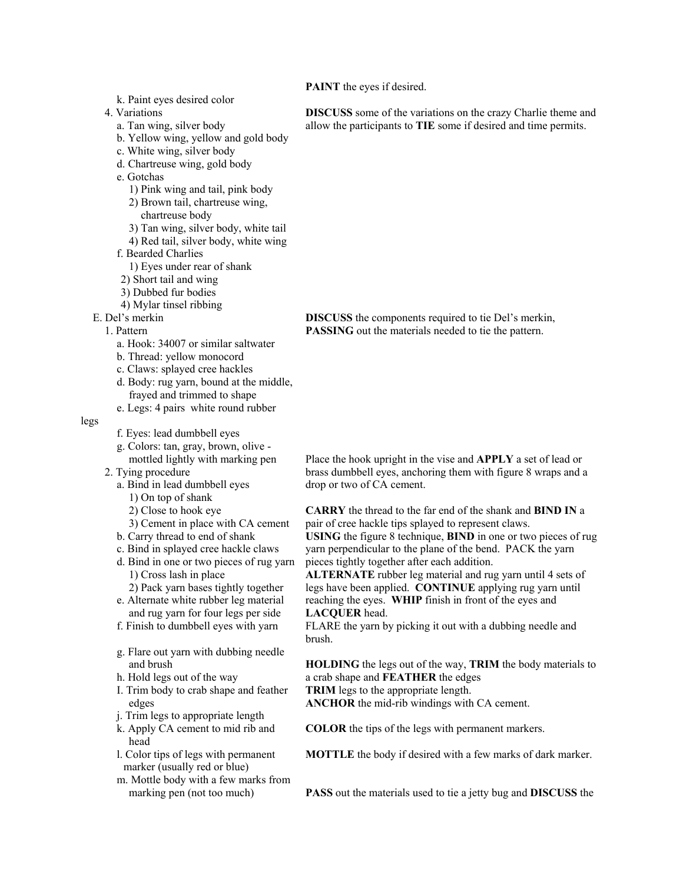k. Paint eyes desired color

**PAINT** the eyes if desired.

4. Variations
   a. Tan wing, silver body
   b. Yellow wing, yellow and gold body
   c. White wing, silver body
   d. Chartreuse wing, gold body
   e. Gotchas
      1) Pink wing and tail, pink body
      2) Brown tail, chartreuse wing, chartreuse body
      3) Tan wing, silver body, white tail
      4) Red tail, silver body, white wing
   f. Bearded Charlies
      1) Eyes under rear of shank
      2) Short tail and wing
      3) Dubbed fur bodies
      4) Mylar tinsel ribbing

**DISCUSS** some of the variations on the crazy Charlie theme and allow the participants to **TIE** some if desired and time permits.

E. Del's merkin

**DISCUSS** the components required to tie Del's merkin, **PASSING** out the materials needed to tie the pattern.

1. Pattern
   a. Hook: 34007 or similar saltwater
   b. Thread: yellow monocord
   c. Claws: splayed cree hackles
   d. Body: rug yarn, bound at the middle, frayed and trimmed to shape
   e. Legs: 4 pairs white round rubber legs
   f. Eyes: lead dumbbell eyes
   g. Colors: tan, gray, brown, olive - mottled lightly with marking pen
2. Tying procedure
   a. Bind in lead dumbbell eyes
      1) On top of shank
      2) Close to hook eye
      3) Cement in place with CA cement
   b. Carry thread to end of shank
   c. Bind in splayed cree hackle claws
   d. Bind in one or two pieces of rug yarn
      1) Cross lash in place
      2) Pack yarn bases tightly together
   e. Alternate white rubber leg material and rug yarn for four legs per side
   f. Finish to dumbbell eyes with yarn
   g. Flare out yarn with dubbing needle and brush
   h. Hold legs out of the way
   I. Trim body to crab shape and feather edges
   j. Trim legs to appropriate length
   k. Apply CA cement to mid rib and head
   l. Color tips of legs with permanent marker (usually red or blue)
   m. Mottle body with a few marks from marking pen (not too much)

Place the hook upright in the vise and **APPLY** a set of lead or brass dumbbell eyes, anchoring them with figure 8 wraps and a drop or two of CA cement.

**CARRY** the thread to the far end of the shank and **BIND IN** a pair of cree hackle tips splayed to represent claws.
**USING** the figure 8 technique, **BIND** in one or two pieces of rug yarn perpendicular to the plane of the bend. PACK the yarn pieces tightly together after each addition.
**ALTERNATE** rubber leg material and rug yarn until 4 sets of legs have been applied. **CONTINUE** applying rug yarn until reaching the eyes. **WHIP** finish in front of the eyes and **LACQUER** head.
FLARE the yarn by picking it out with a dubbing needle and brush.

**HOLDING** the legs out of the way, **TRIM** the body materials to a crab shape and **FEATHER** the edges
**TRIM** legs to the appropriate length.
**ANCHOR** the mid-rib windings with CA cement.

**COLOR** the tips of the legs with permanent markers.

**MOTTLE** the body if desired with a few marks of dark marker.

**PASS** out the materials used to tie a jetty bug and **DISCUSS** the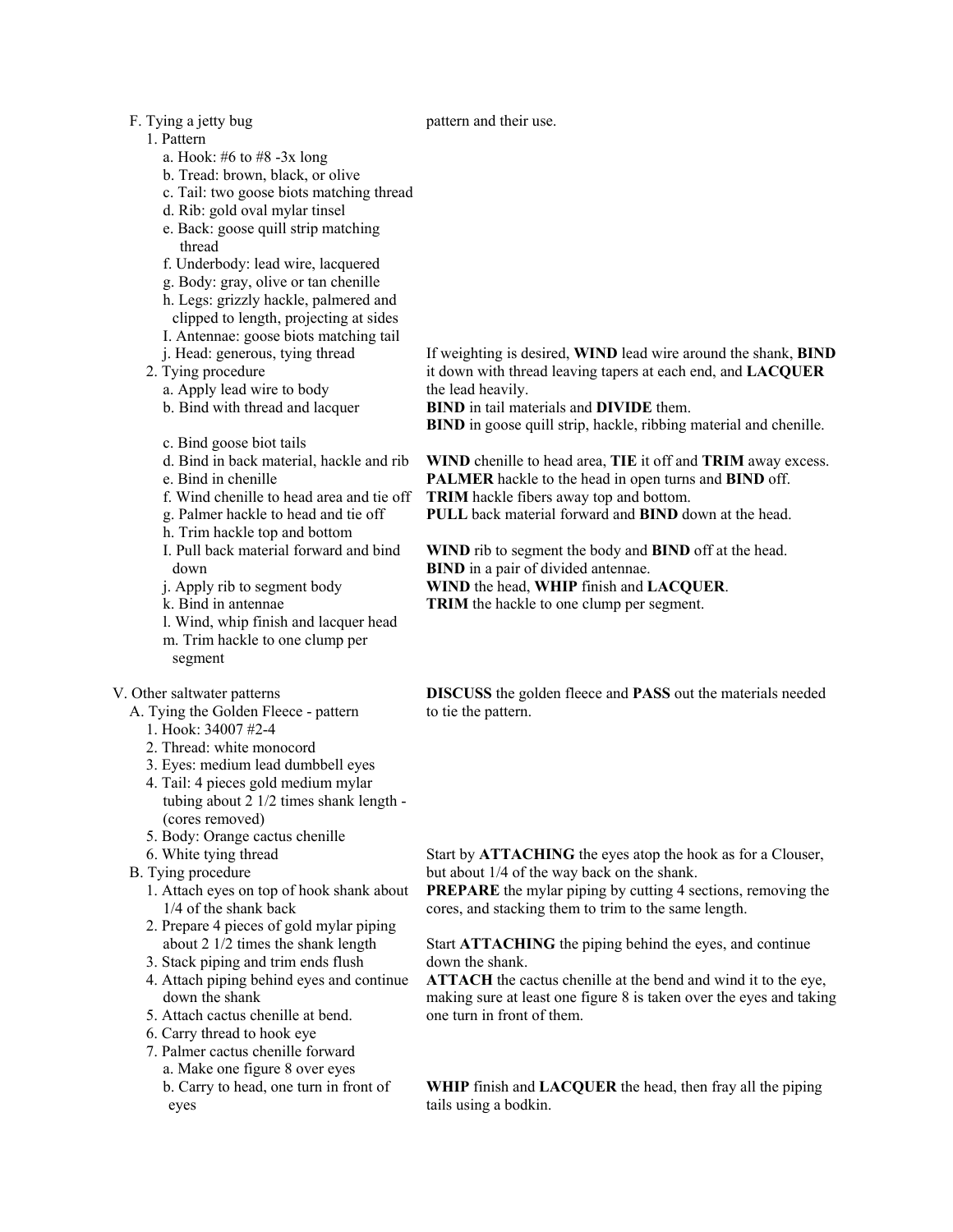F. Tying a jetty bug

pattern and their use.

1. Pattern
   - a. Hook: #6 to #8 -3x long
   - b. Tread: brown, black, or olive
   - c. Tail: two goose biots matching thread
   - d. Rib: gold oval mylar tinsel
   - e. Back: goose quill strip matching thread
   - f. Underbody: lead wire, lacquered
   - g. Body: gray, olive or tan chenille
   - h. Legs: grizzly hackle, palmered and clipped to length, projecting at sides
   - I. Antennae: goose biots matching tail
   - j. Head: generous, tying thread
2. Tying procedure
   - a. Apply lead wire to body
   - b. Bind with thread and lacquer
   - c. Bind goose biot tails
   - d. Bind in back material, hackle and rib
   - e. Bind in chenille
   - f. Wind chenille to head area and tie off
   - g. Palmer hackle to head and tie off
   - h. Trim hackle top and bottom
   - I. Pull back material forward and bind down
   - j. Apply rib to segment body
   - k. Bind in antennae
   - l. Wind, whip finish and lacquer head
   - m. Trim hackle to one clump per segment

If weighting is desired, **WIND** lead wire around the shank, **BIND** it down with thread leaving tapers at each end, and **LACQUER** the lead heavily.
**BIND** in tail materials and **DIVIDE** them.
**BIND** in goose quill strip, hackle, ribbing material and chenille.

**WIND** chenille to head area, **TIE** it off and **TRIM** away excess.
**PALMER** hackle to the head in open turns and **BIND** off.
**TRIM** hackle fibers away top and bottom.
**PULL** back material forward and **BIND** down at the head.

**WIND** rib to segment the body and **BIND** off at the head.
**BIND** in a pair of divided antennae.
**WIND** the head, **WHIP** finish and **LACQUER**.
**TRIM** the hackle to one clump per segment.

V. Other saltwater patterns

A. Tying the Golden Fleece - pattern
1. Hook: 34007 #2-4
2. Thread: white monocord
3. Eyes: medium lead dumbbell eyes
4. Tail: 4 pieces gold medium mylar tubing about 2 1/2 times shank length - (cores removed)
5. Body: Orange cactus chenille
6. White tying thread

**DISCUSS** the golden fleece and **PASS** out the materials needed to tie the pattern.

B. Tying procedure
1. Attach eyes on top of hook shank about 1/4 of the shank back
2. Prepare 4 pieces of gold mylar piping about 2 1/2 times the shank length
3. Stack piping and trim ends flush
4. Attach piping behind eyes and continue down the shank
5. Attach cactus chenille at bend.
6. Carry thread to hook eye
7. Palmer cactus chenille forward
   - a. Make one figure 8 over eyes
   - b. Carry to head, one turn in front of eyes

Start by **ATTACHING** the eyes atop the hook as for a Clouser, but about 1/4 of the way back on the shank.
**PREPARE** the mylar piping by cutting 4 sections, removing the cores, and stacking them to trim to the same length.

Start **ATTACHING** the piping behind the eyes, and continue down the shank.
**ATTACH** the cactus chenille at the bend and wind it to the eye, making sure at least one figure 8 is taken over the eyes and taking one turn in front of them.

**WHIP** finish and **LACQUER** the head, then fray all the piping tails using a bodkin.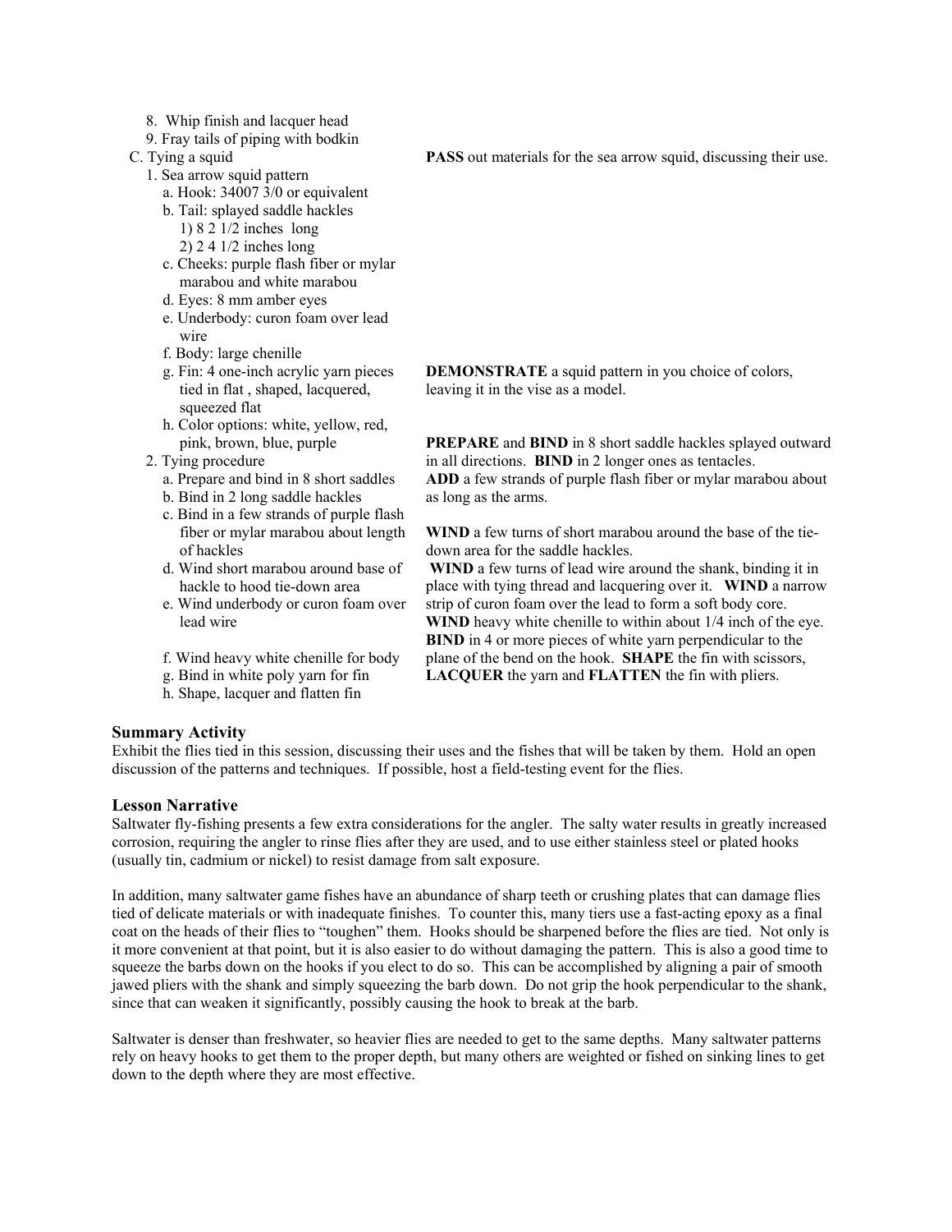8. Whip finish and lacquer head
9. Fray tails of piping with bodkin

C. Tying a squid

**PASS** out materials for the sea arrow squid, discussing their use.

1. Sea arrow squid pattern
   a. Hook: 34007 3/0 or equivalent
   b. Tail: splayed saddle hackles
      1) 8 2 1/2 inches long
      2) 2 4 1/2 inches long
   c. Cheeks: purple flash fiber or mylar marabou and white marabou
   d. Eyes: 8 mm amber eyes
   e. Underbody: curon foam over lead wire
   f. Body: large chenille
   g. Fin: 4 one-inch acrylic yarn pieces tied in flat , shaped, lacquered, squeezed flat
   h. Color options: white, yellow, red, pink, brown, blue, purple

**DEMONSTRATE** a squid pattern in you choice of colors, leaving it in the vise as a model.

2. Tying procedure
   a. Prepare and bind in 8 short saddles
   b. Bind in 2 long saddle hackles
   c. Bind in a few strands of purple flash fiber or mylar marabou about length of hackles
   d. Wind short marabou around base of hackle to hood tie-down area
   e. Wind underbody or curon foam over lead wire
   f. Wind heavy white chenille for body
   g. Bind in white poly yarn for fin
   h. Shape, lacquer and flatten fin

**PREPARE** and **BIND** in 8 short saddle hackles splayed outward in all directions. **BIND** in 2 longer ones as tentacles. **ADD** a few strands of purple flash fiber or mylar marabou about as long as the arms.

**WIND** a few turns of short marabou around the base of the tie-down area for the saddle hackles.
**WIND** a few turns of lead wire around the shank, binding it in place with tying thread and lacquering over it. **WIND** a narrow strip of curon foam over the lead to form a soft body core. **WIND** heavy white chenille to within about 1/4 inch of the eye. **BIND** in 4 or more pieces of white yarn perpendicular to the plane of the bend on the hook. **SHAPE** the fin with scissors, **LACQUER** the yarn and **FLATTEN** the fin with pliers.

### Summary Activity

Exhibit the flies tied in this session, discussing their uses and the fishes that will be taken by them. Hold an open discussion of the patterns and techniques. If possible, host a field-testing event for the flies.

### Lesson Narrative

Saltwater fly-fishing presents a few extra considerations for the angler. The salty water results in greatly increased corrosion, requiring the angler to rinse flies after they are used, and to use either stainless steel or plated hooks (usually tin, cadmium or nickel) to resist damage from salt exposure.

In addition, many saltwater game fishes have an abundance of sharp teeth or crushing plates that can damage flies tied of delicate materials or with inadequate finishes. To counter this, many tiers use a fast-acting epoxy as a final coat on the heads of their flies to "toughen" them. Hooks should be sharpened before the flies are tied. Not only is it more convenient at that point, but it is also easier to do without damaging the pattern. This is also a good time to squeeze the barbs down on the hooks if you elect to do so. This can be accomplished by aligning a pair of smooth jawed pliers with the shank and simply squeezing the barb down. Do not grip the hook perpendicular to the shank, since that can weaken it significantly, possibly causing the hook to break at the barb.

Saltwater is denser than freshwater, so heavier flies are needed to get to the same depths. Many saltwater patterns rely on heavy hooks to get them to the proper depth, but many others are weighted or fished on sinking lines to get down to the depth where they are most effective.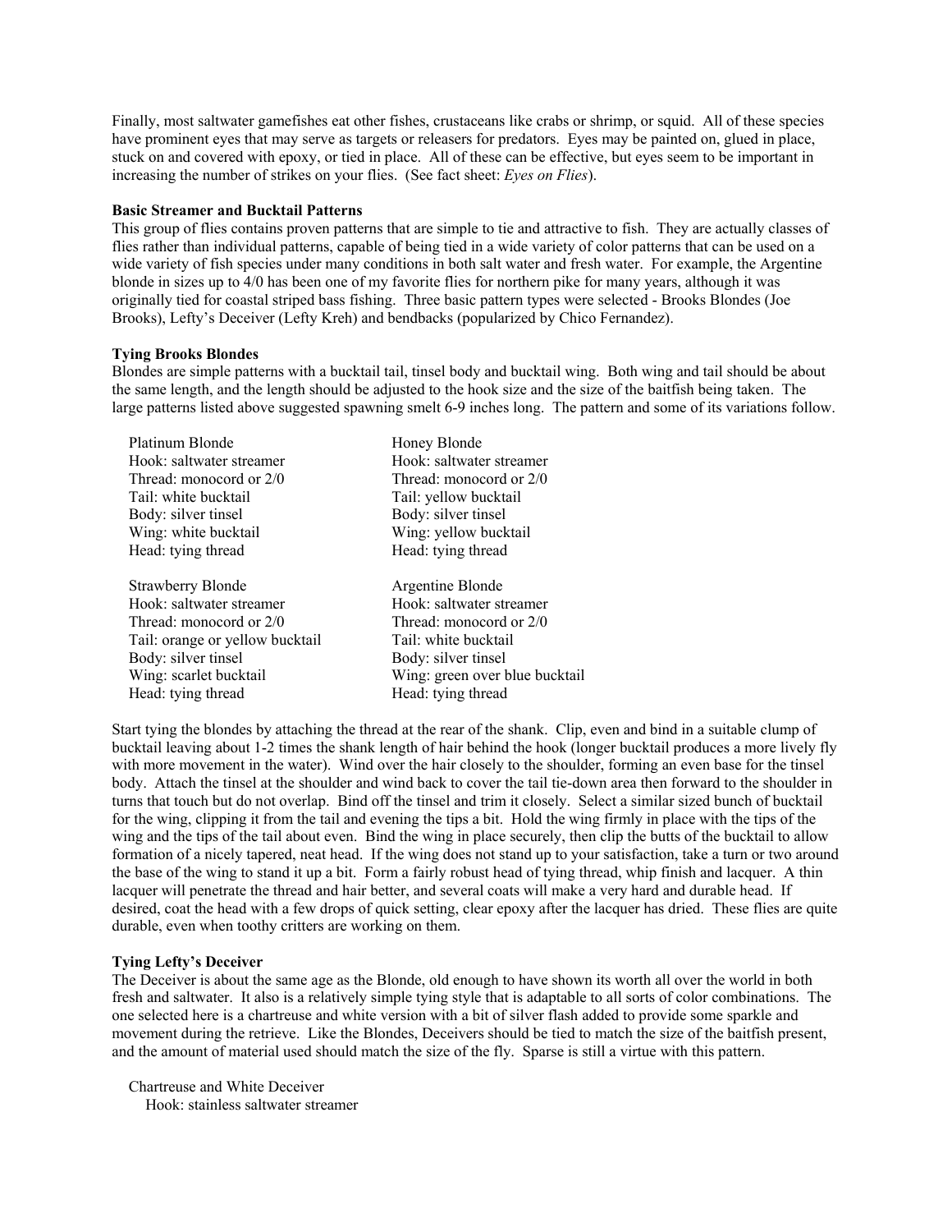Finally, most saltwater gamefishes eat other fishes, crustaceans like crabs or shrimp, or squid. All of these species have prominent eyes that may serve as targets or releasers for predators. Eyes may be painted on, glued in place, stuck on and covered with epoxy, or tied in place. All of these can be effective, but eyes seem to be important in increasing the number of strikes on your flies. (See fact sheet: *Eyes on Flies*).

**Basic Streamer and Bucktail Patterns**

This group of flies contains proven patterns that are simple to tie and attractive to fish. They are actually classes of flies rather than individual patterns, capable of being tied in a wide variety of color patterns that can be used on a wide variety of fish species under many conditions in both salt water and fresh water. For example, the Argentine blonde in sizes up to 4/0 has been one of my favorite flies for northern pike for many years, although it was originally tied for coastal striped bass fishing. Three basic pattern types were selected - Brooks Blondes (Joe Brooks), Lefty's Deceiver (Lefty Kreh) and bendbacks (popularized by Chico Fernandez).

**Tying Brooks Blondes**

Blondes are simple patterns with a bucktail tail, tinsel body and bucktail wing. Both wing and tail should be about the same length, and the length should be adjusted to the hook size and the size of the baitfish being taken. The large patterns listed above suggested spawning smelt 6-9 inches long. The pattern and some of its variations follow.

Platinum Blonde
Hook: saltwater streamer
Thread: monocord or 2/0
Tail: white bucktail
Body: silver tinsel
Wing: white bucktail
Head: tying thread

Honey Blonde
Hook: saltwater streamer
Thread: monocord or 2/0
Tail: yellow bucktail
Body: silver tinsel
Wing: yellow bucktail
Head: tying thread

Strawberry Blonde
Hook: saltwater streamer
Thread: monocord or 2/0
Tail: orange or yellow bucktail
Body: silver tinsel
Wing: scarlet bucktail
Head: tying thread

Argentine Blonde
Hook: saltwater streamer
Thread: monocord or 2/0
Tail: white bucktail
Body: silver tinsel
Wing: green over blue bucktail
Head: tying thread

Start tying the blondes by attaching the thread at the rear of the shank. Clip, even and bind in a suitable clump of bucktail leaving about 1-2 times the shank length of hair behind the hook (longer bucktail produces a more lively fly with more movement in the water). Wind over the hair closely to the shoulder, forming an even base for the tinsel body. Attach the tinsel at the shoulder and wind back to cover the tail tie-down area then forward to the shoulder in turns that touch but do not overlap. Bind off the tinsel and trim it closely. Select a similar sized bunch of bucktail for the wing, clipping it from the tail and evening the tips a bit. Hold the wing firmly in place with the tips of the wing and the tips of the tail about even. Bind the wing in place securely, then clip the butts of the bucktail to allow formation of a nicely tapered, neat head. If the wing does not stand up to your satisfaction, take a turn or two around the base of the wing to stand it up a bit. Form a fairly robust head of tying thread, whip finish and lacquer. A thin lacquer will penetrate the thread and hair better, and several coats will make a very hard and durable head. If desired, coat the head with a few drops of quick setting, clear epoxy after the lacquer has dried. These flies are quite durable, even when toothy critters are working on them.

**Tying Lefty's Deceiver**

The Deceiver is about the same age as the Blonde, old enough to have shown its worth all over the world in both fresh and saltwater. It also is a relatively simple tying style that is adaptable to all sorts of color combinations. The one selected here is a chartreuse and white version with a bit of silver flash added to provide some sparkle and movement during the retrieve. Like the Blondes, Deceivers should be tied to match the size of the baitfish present, and the amount of material used should match the size of the fly. Sparse is still a virtue with this pattern.

Chartreuse and White Deceiver
Hook: stainless saltwater streamer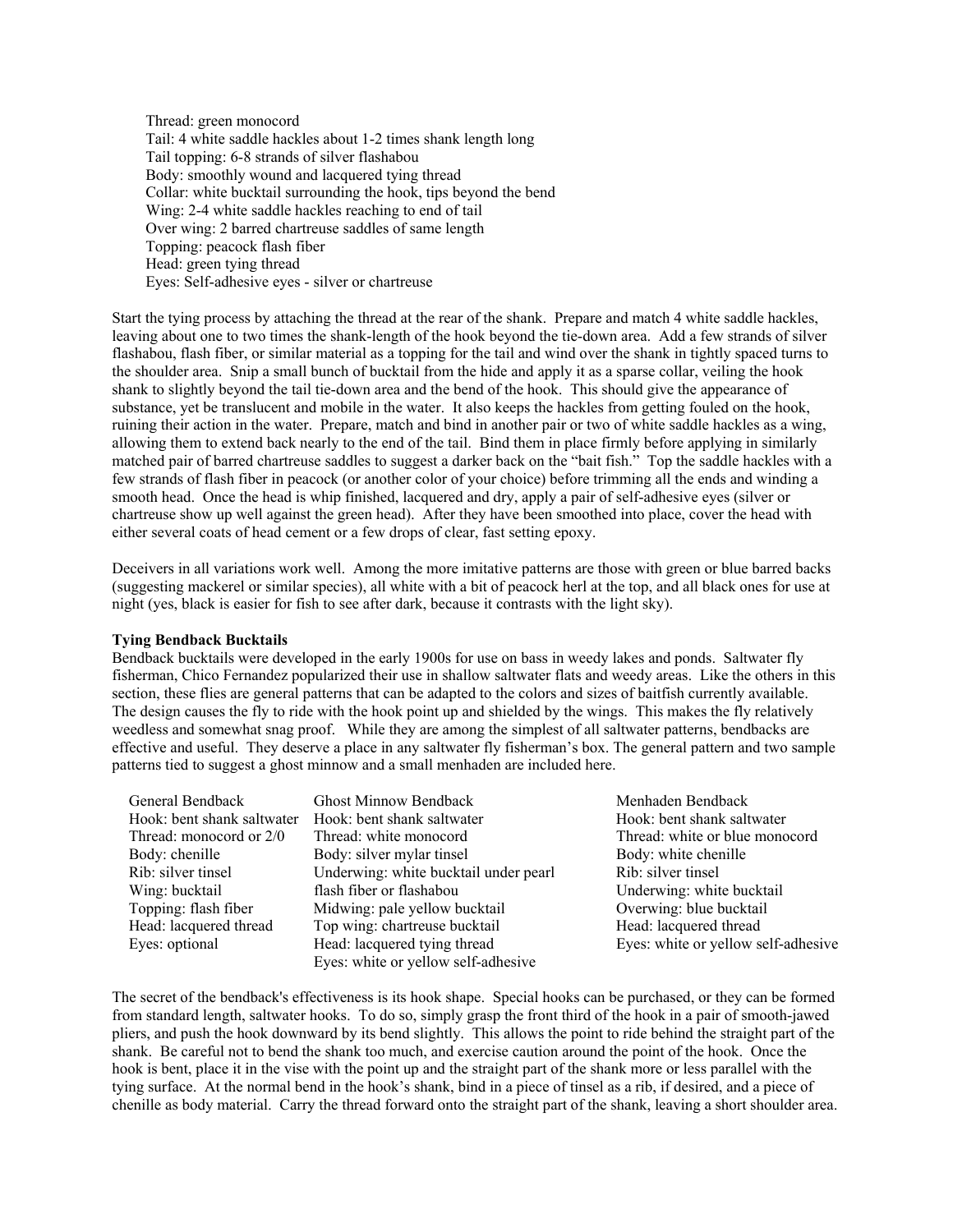Thread: green monocord
Tail: 4 white saddle hackles about 1-2 times shank length long
Tail topping: 6-8 strands of silver flashabou
Body: smoothly wound and lacquered tying thread
Collar: white bucktail surrounding the hook, tips beyond the bend
Wing: 2-4 white saddle hackles reaching to end of tail
Over wing: 2 barred chartreuse saddles of same length
Topping: peacock flash fiber
Head: green tying thread
Eyes: Self-adhesive eyes - silver or chartreuse

Start the tying process by attaching the thread at the rear of the shank. Prepare and match 4 white saddle hackles, leaving about one to two times the shank-length of the hook beyond the tie-down area. Add a few strands of silver flashabou, flash fiber, or similar material as a topping for the tail and wind over the shank in tightly spaced turns to the shoulder area. Snip a small bunch of bucktail from the hide and apply it as a sparse collar, veiling the hook shank to slightly beyond the tail tie-down area and the bend of the hook. This should give the appearance of substance, yet be translucent and mobile in the water. It also keeps the hackles from getting fouled on the hook, ruining their action in the water. Prepare, match and bind in another pair or two of white saddle hackles as a wing, allowing them to extend back nearly to the end of the tail. Bind them in place firmly before applying in similarly matched pair of barred chartreuse saddles to suggest a darker back on the "bait fish." Top the saddle hackles with a few strands of flash fiber in peacock (or another color of your choice) before trimming all the ends and winding a smooth head. Once the head is whip finished, lacquered and dry, apply a pair of self-adhesive eyes (silver or chartreuse show up well against the green head). After they have been smoothed into place, cover the head with either several coats of head cement or a few drops of clear, fast setting epoxy.

Deceivers in all variations work well. Among the more imitative patterns are those with green or blue barred backs (suggesting mackerel or similar species), all white with a bit of peacock herl at the top, and all black ones for use at night (yes, black is easier for fish to see after dark, because it contrasts with the light sky).

**Tying Bendback Bucktails**

Bendback bucktails were developed in the early 1900s for use on bass in weedy lakes and ponds. Saltwater fly fisherman, Chico Fernandez popularized their use in shallow saltwater flats and weedy areas. Like the others in this section, these flies are general patterns that can be adapted to the colors and sizes of baitfish currently available. The design causes the fly to ride with the hook point up and shielded by the wings. This makes the fly relatively weedless and somewhat snag proof. While they are among the simplest of all saltwater patterns, bendbacks are effective and useful. They deserve a place in any saltwater fly fisherman's box. The general pattern and two sample patterns tied to suggest a ghost minnow and a small menhaden are included here.

General Bendback
Hook: bent shank saltwater
Thread: monocord or 2/0
Body: chenille
Rib: silver tinsel
Wing: bucktail
Topping: flash fiber
Head: lacquered thread
Eyes: optional

Ghost Minnow Bendback
Hook: bent shank saltwater
Thread: white monocord
Body: silver mylar tinsel
Underwing: white bucktail under pearl flash fiber or flashabou
Midwing: pale yellow bucktail
Top wing: chartreuse bucktail
Head: lacquered tying thread
Eyes: white or yellow self-adhesive

Menhaden Bendback
Hook: bent shank saltwater
Thread: white or blue monocord
Body: white chenille
Rib: silver tinsel
Underwing: white bucktail
Overwing: blue bucktail
Head: lacquered thread
Eyes: white or yellow self-adhesive

The secret of the bendback's effectiveness is its hook shape. Special hooks can be purchased, or they can be formed from standard length, saltwater hooks. To do so, simply grasp the front third of the hook in a pair of smooth-jawed pliers, and push the hook downward by its bend slightly. This allows the point to ride behind the straight part of the shank. Be careful not to bend the shank too much, and exercise caution around the point of the hook. Once the hook is bent, place it in the vise with the point up and the straight part of the shank more or less parallel with the tying surface. At the normal bend in the hook's shank, bind in a piece of tinsel as a rib, if desired, and a piece of chenille as body material. Carry the thread forward onto the straight part of the shank, leaving a short shoulder area.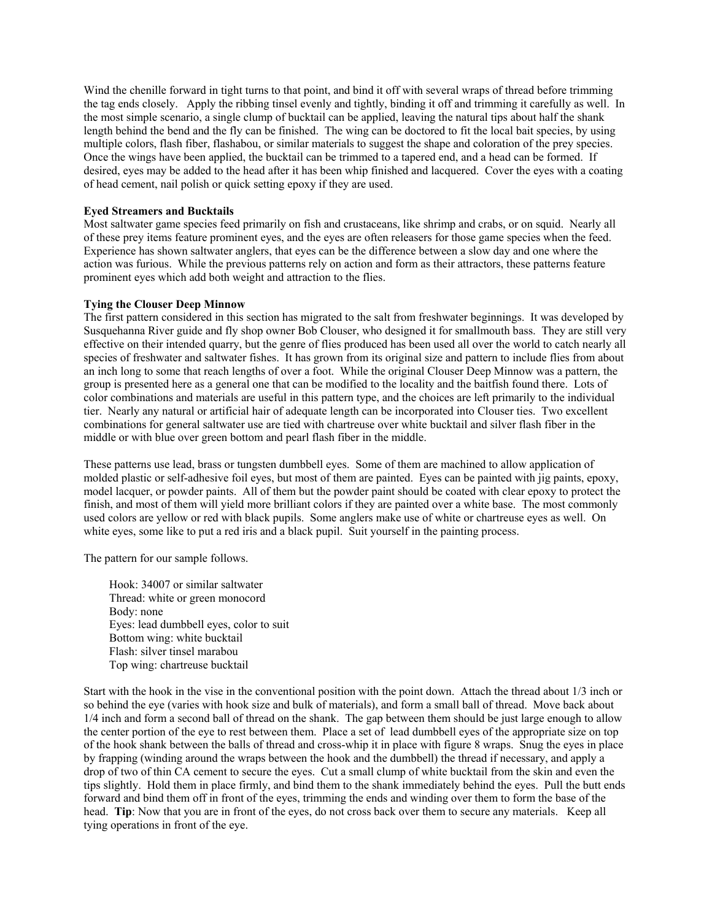Wind the chenille forward in tight turns to that point, and bind it off with several wraps of thread before trimming the tag ends closely. Apply the ribbing tinsel evenly and tightly, binding it off and trimming it carefully as well. In the most simple scenario, a single clump of bucktail can be applied, leaving the natural tips about half the shank length behind the bend and the fly can be finished. The wing can be doctored to fit the local bait species, by using multiple colors, flash fiber, flashabou, or similar materials to suggest the shape and coloration of the prey species. Once the wings have been applied, the bucktail can be trimmed to a tapered end, and a head can be formed. If desired, eyes may be added to the head after it has been whip finished and lacquered. Cover the eyes with a coating of head cement, nail polish or quick setting epoxy if they are used.

**Eyed Streamers and Bucktails**

Most saltwater game species feed primarily on fish and crustaceans, like shrimp and crabs, or on squid. Nearly all of these prey items feature prominent eyes, and the eyes are often releasers for those game species when the feed. Experience has shown saltwater anglers, that eyes can be the difference between a slow day and one where the action was furious. While the previous patterns rely on action and form as their attractors, these patterns feature prominent eyes which add both weight and attraction to the flies.

**Tying the Clouser Deep Minnow**

The first pattern considered in this section has migrated to the salt from freshwater beginnings. It was developed by Susquehanna River guide and fly shop owner Bob Clouser, who designed it for smallmouth bass. They are still very effective on their intended quarry, but the genre of flies produced has been used all over the world to catch nearly all species of freshwater and saltwater fishes. It has grown from its original size and pattern to include flies from about an inch long to some that reach lengths of over a foot. While the original Clouser Deep Minnow was a pattern, the group is presented here as a general one that can be modified to the locality and the baitfish found there. Lots of color combinations and materials are useful in this pattern type, and the choices are left primarily to the individual tier. Nearly any natural or artificial hair of adequate length can be incorporated into Clouser ties. Two excellent combinations for general saltwater use are tied with chartreuse over white bucktail and silver flash fiber in the middle or with blue over green bottom and pearl flash fiber in the middle.

These patterns use lead, brass or tungsten dumbbell eyes. Some of them are machined to allow application of molded plastic or self-adhesive foil eyes, but most of them are painted. Eyes can be painted with jig paints, epoxy, model lacquer, or powder paints. All of them but the powder paint should be coated with clear epoxy to protect the finish, and most of them will yield more brilliant colors if they are painted over a white base. The most commonly used colors are yellow or red with black pupils. Some anglers make use of white or chartreuse eyes as well. On white eyes, some like to put a red iris and a black pupil. Suit yourself in the painting process.

The pattern for our sample follows.

Hook: 34007 or similar saltwater
Thread: white or green monocord
Body: none
Eyes: lead dumbbell eyes, color to suit
Bottom wing: white bucktail
Flash: silver tinsel marabou
Top wing: chartreuse bucktail

Start with the hook in the vise in the conventional position with the point down. Attach the thread about 1/3 inch or so behind the eye (varies with hook size and bulk of materials), and form a small ball of thread. Move back about 1/4 inch and form a second ball of thread on the shank. The gap between them should be just large enough to allow the center portion of the eye to rest between them. Place a set of lead dumbbell eyes of the appropriate size on top of the hook shank between the balls of thread and cross-whip it in place with figure 8 wraps. Snug the eyes in place by frapping (winding around the wraps between the hook and the dumbbell) the thread if necessary, and apply a drop of two of thin CA cement to secure the eyes. Cut a small clump of white bucktail from the skin and even the tips slightly. Hold them in place firmly, and bind them to the shank immediately behind the eyes. Pull the butt ends forward and bind them off in front of the eyes, trimming the ends and winding over them to form the base of the head. **Tip**: Now that you are in front of the eyes, do not cross back over them to secure any materials. Keep all tying operations in front of the eye.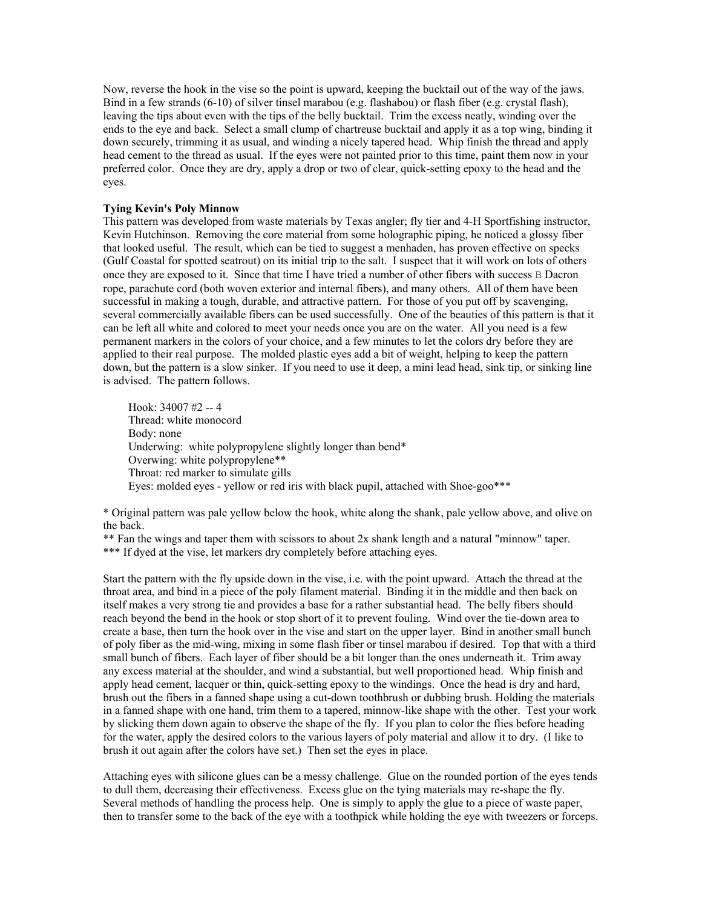Now, reverse the hook in the vise so the point is upward, keeping the bucktail out of the way of the jaws. Bind in a few strands (6-10) of silver tinsel marabou (e.g. flashabou) or flash fiber (e.g. crystal flash), leaving the tips about even with the tips of the belly bucktail. Trim the excess neatly, winding over the ends to the eye and back. Select a small clump of chartreuse bucktail and apply it as a top wing, binding it down securely, trimming it as usual, and winding a nicely tapered head. Whip finish the thread and apply head cement to the thread as usual. If the eyes were not painted prior to this time, paint them now in your preferred color. Once they are dry, apply a drop or two of clear, quick-setting epoxy to the head and the eyes.

**Tying Kevin's Poly Minnow**

This pattern was developed from waste materials by Texas angler; fly tier and 4-H Sportfishing instructor, Kevin Hutchinson. Removing the core material from some holographic piping, he noticed a glossy fiber that looked useful. The result, which can be tied to suggest a menhaden, has proven effective on specks (Gulf Coastal for spotted seatrout) on its initial trip to the salt. I suspect that it will work on lots of others once they are exposed to it. Since that time I have tried a number of other fibers with success B Dacron rope, parachute cord (both woven exterior and internal fibers), and many others. All of them have been successful in making a tough, durable, and attractive pattern. For those of you put off by scavenging, several commercially available fibers can be used successfully. One of the beauties of this pattern is that it can be left all white and colored to meet your needs once you are on the water. All you need is a few permanent markers in the colors of your choice, and a few minutes to let the colors dry before they are applied to their real purpose. The molded plastic eyes add a bit of weight, helping to keep the pattern down, but the pattern is a slow sinker. If you need to use it deep, a mini lead head, sink tip, or sinking line is advised. The pattern follows.

Hook: 34007 #2 -- 4
Thread: white monocord
Body: none
Underwing: white polypropylene slightly longer than bend*
Overwing: white polypropylene**
Throat: red marker to simulate gills
Eyes: molded eyes - yellow or red iris with black pupil, attached with Shoe-goo***

* Original pattern was pale yellow below the hook, white along the shank, pale yellow above, and olive on the back.
** Fan the wings and taper them with scissors to about 2x shank length and a natural "minnow" taper.
*** If dyed at the vise, let markers dry completely before attaching eyes.

Start the pattern with the fly upside down in the vise, i.e. with the point upward. Attach the thread at the throat area, and bind in a piece of the poly filament material. Binding it in the middle and then back on itself makes a very strong tie and provides a base for a rather substantial head. The belly fibers should reach beyond the bend in the hook or stop short of it to prevent fouling. Wind over the tie-down area to create a base, then turn the hook over in the vise and start on the upper layer. Bind in another small bunch of poly fiber as the mid-wing, mixing in some flash fiber or tinsel marabou if desired. Top that with a third small bunch of fibers. Each layer of fiber should be a bit longer than the ones underneath it. Trim away any excess material at the shoulder, and wind a substantial, but well proportioned head. Whip finish and apply head cement, lacquer or thin, quick-setting epoxy to the windings. Once the head is dry and hard, brush out the fibers in a fanned shape using a cut-down toothbrush or dubbing brush. Holding the materials in a fanned shape with one hand, trim them to a tapered, minnow-like shape with the other. Test your work by slicking them down again to observe the shape of the fly. If you plan to color the flies before heading for the water, apply the desired colors to the various layers of poly material and allow it to dry. (I like to brush it out again after the colors have set.) Then set the eyes in place.

Attaching eyes with silicone glues can be a messy challenge. Glue on the rounded portion of the eyes tends to dull them, decreasing their effectiveness. Excess glue on the tying materials may re-shape the fly. Several methods of handling the process help. One is simply to apply the glue to a piece of waste paper, then to transfer some to the back of the eye with a toothpick while holding the eye with tweezers or forceps.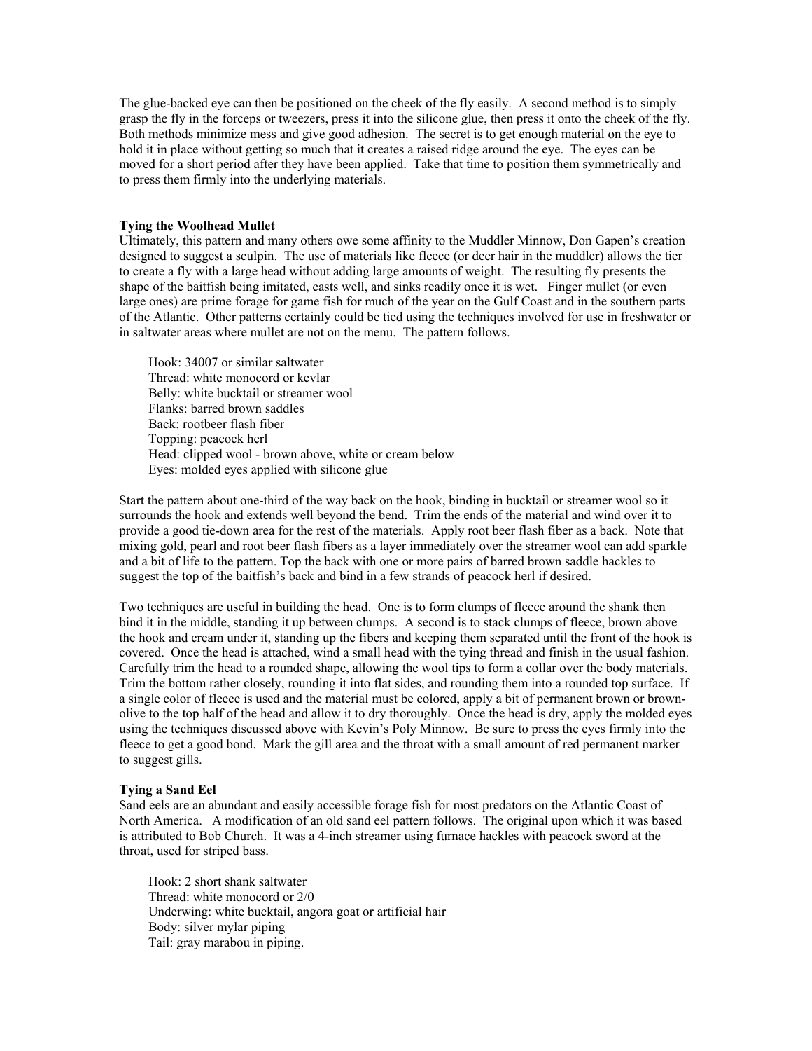The glue-backed eye can then be positioned on the cheek of the fly easily. A second method is to simply grasp the fly in the forceps or tweezers, press it into the silicone glue, then press it onto the cheek of the fly. Both methods minimize mess and give good adhesion. The secret is to get enough material on the eye to hold it in place without getting so much that it creates a raised ridge around the eye. The eyes can be moved for a short period after they have been applied. Take that time to position them symmetrically and to press them firmly into the underlying materials.

**Tying the Woolhead Mullet**

Ultimately, this pattern and many others owe some affinity to the Muddler Minnow, Don Gapen's creation designed to suggest a sculpin. The use of materials like fleece (or deer hair in the muddler) allows the tier to create a fly with a large head without adding large amounts of weight. The resulting fly presents the shape of the baitfish being imitated, casts well, and sinks readily once it is wet. Finger mullet (or even large ones) are prime forage for game fish for much of the year on the Gulf Coast and in the southern parts of the Atlantic. Other patterns certainly could be tied using the techniques involved for use in freshwater or in saltwater areas where mullet are not on the menu. The pattern follows.

Hook: 34007 or similar saltwater
Thread: white monocord or kevlar
Belly: white bucktail or streamer wool
Flanks: barred brown saddles
Back: rootbeer flash fiber
Topping: peacock herl
Head: clipped wool - brown above, white or cream below
Eyes: molded eyes applied with silicone glue

Start the pattern about one-third of the way back on the hook, binding in bucktail or streamer wool so it surrounds the hook and extends well beyond the bend. Trim the ends of the material and wind over it to provide a good tie-down area for the rest of the materials. Apply root beer flash fiber as a back. Note that mixing gold, pearl and root beer flash fibers as a layer immediately over the streamer wool can add sparkle and a bit of life to the pattern. Top the back with one or more pairs of barred brown saddle hackles to suggest the top of the baitfish's back and bind in a few strands of peacock herl if desired.

Two techniques are useful in building the head. One is to form clumps of fleece around the shank then bind it in the middle, standing it up between clumps. A second is to stack clumps of fleece, brown above the hook and cream under it, standing up the fibers and keeping them separated until the front of the hook is covered. Once the head is attached, wind a small head with the tying thread and finish in the usual fashion. Carefully trim the head to a rounded shape, allowing the wool tips to form a collar over the body materials. Trim the bottom rather closely, rounding it into flat sides, and rounding them into a rounded top surface. If a single color of fleece is used and the material must be colored, apply a bit of permanent brown or brown-olive to the top half of the head and allow it to dry thoroughly. Once the head is dry, apply the molded eyes using the techniques discussed above with Kevin's Poly Minnow. Be sure to press the eyes firmly into the fleece to get a good bond. Mark the gill area and the throat with a small amount of red permanent marker to suggest gills.

**Tying a Sand Eel**

Sand eels are an abundant and easily accessible forage fish for most predators on the Atlantic Coast of North America. A modification of an old sand eel pattern follows. The original upon which it was based is attributed to Bob Church. It was a 4-inch streamer using furnace hackles with peacock sword at the throat, used for striped bass.

Hook: 2 short shank saltwater
Thread: white monocord or 2/0
Underwing: white bucktail, angora goat or artificial hair
Body: silver mylar piping
Tail: gray marabou in piping.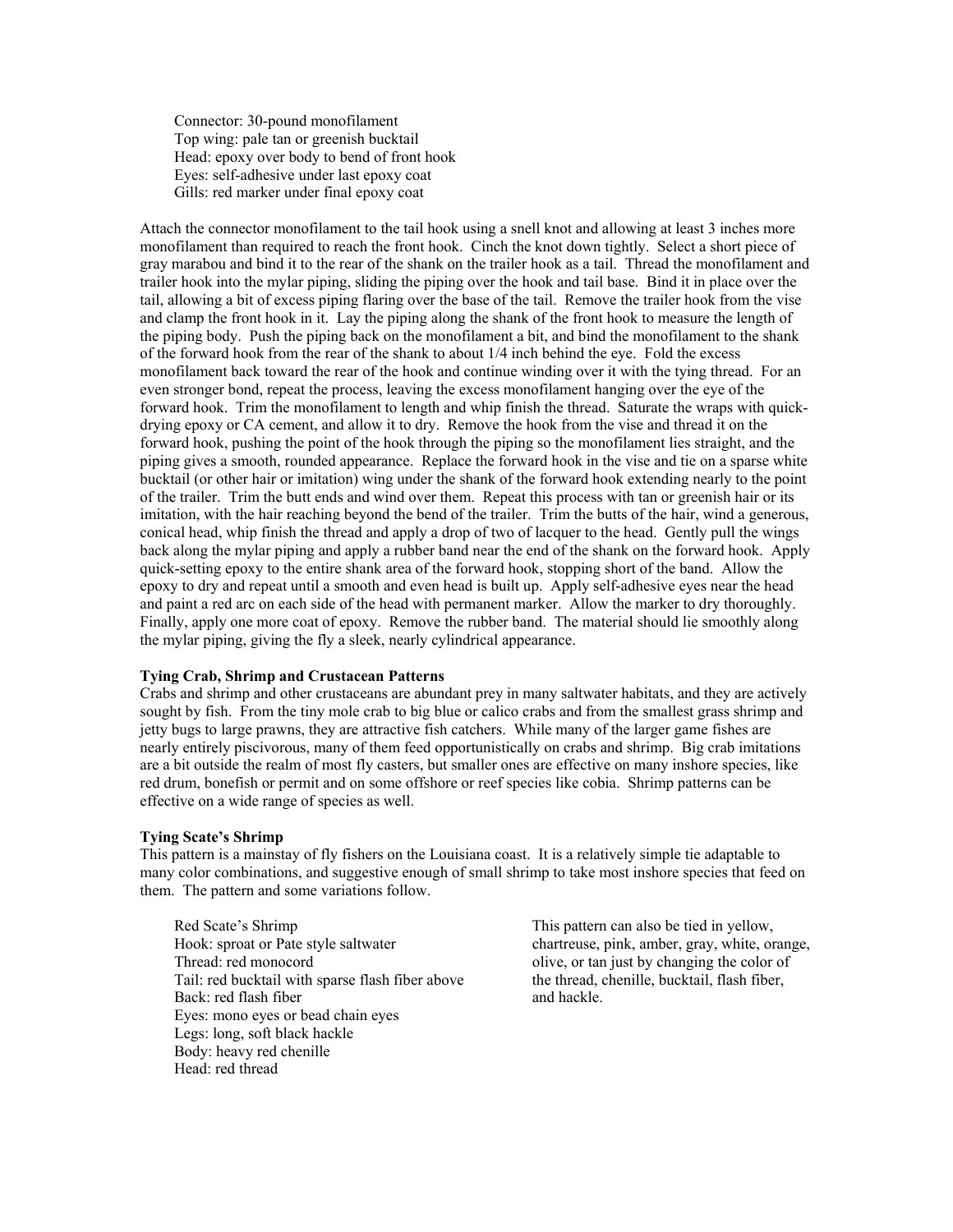Connector: 30-pound monofilament
Top wing: pale tan or greenish bucktail
Head: epoxy over body to bend of front hook
Eyes: self-adhesive under last epoxy coat
Gills: red marker under final epoxy coat

Attach the connector monofilament to the tail hook using a snell knot and allowing at least 3 inches more monofilament than required to reach the front hook. Cinch the knot down tightly. Select a short piece of gray marabou and bind it to the rear of the shank on the trailer hook as a tail. Thread the monofilament and trailer hook into the mylar piping, sliding the piping over the hook and tail base. Bind it in place over the tail, allowing a bit of excess piping flaring over the base of the tail. Remove the trailer hook from the vise and clamp the front hook in it. Lay the piping along the shank of the front hook to measure the length of the piping body. Push the piping back on the monofilament a bit, and bind the monofilament to the shank of the forward hook from the rear of the shank to about 1/4 inch behind the eye. Fold the excess monofilament back toward the rear of the hook and continue winding over it with the tying thread. For an even stronger bond, repeat the process, leaving the excess monofilament hanging over the eye of the forward hook. Trim the monofilament to length and whip finish the thread. Saturate the wraps with quick-drying epoxy or CA cement, and allow it to dry. Remove the hook from the vise and thread it on the forward hook, pushing the point of the hook through the piping so the monofilament lies straight, and the piping gives a smooth, rounded appearance. Replace the forward hook in the vise and tie on a sparse white bucktail (or other hair or imitation) wing under the shank of the forward hook extending nearly to the point of the trailer. Trim the butt ends and wind over them. Repeat this process with tan or greenish hair or its imitation, with the hair reaching beyond the bend of the trailer. Trim the butts of the hair, wind a generous, conical head, whip finish the thread and apply a drop of two of lacquer to the head. Gently pull the wings back along the mylar piping and apply a rubber band near the end of the shank on the forward hook. Apply quick-setting epoxy to the entire shank area of the forward hook, stopping short of the band. Allow the epoxy to dry and repeat until a smooth and even head is built up. Apply self-adhesive eyes near the head and paint a red arc on each side of the head with permanent marker. Allow the marker to dry thoroughly. Finally, apply one more coat of epoxy. Remove the rubber band. The material should lie smoothly along the mylar piping, giving the fly a sleek, nearly cylindrical appearance.

**Tying Crab, Shrimp and Crustacean Patterns**

Crabs and shrimp and other crustaceans are abundant prey in many saltwater habitats, and they are actively sought by fish. From the tiny mole crab to big blue or calico crabs and from the smallest grass shrimp and jetty bugs to large prawns, they are attractive fish catchers. While many of the larger game fishes are nearly entirely piscivorous, many of them feed opportunistically on crabs and shrimp. Big crab imitations are a bit outside the realm of most fly casters, but smaller ones are effective on many inshore species, like red drum, bonefish or permit and on some offshore or reef species like cobia. Shrimp patterns can be effective on a wide range of species as well.

**Tying Scate's Shrimp**

This pattern is a mainstay of fly fishers on the Louisiana coast. It is a relatively simple tie adaptable to many color combinations, and suggestive enough of small shrimp to take most inshore species that feed on them. The pattern and some variations follow.

Red Scate's Shrimp
Hook: sproat or Pate style saltwater
Thread: red monocord
Tail: red bucktail with sparse flash fiber above
Back: red flash fiber
Eyes: mono eyes or bead chain eyes
Legs: long, soft black hackle
Body: heavy red chenille
Head: red thread

This pattern can also be tied in yellow, chartreuse, pink, amber, gray, white, orange, olive, or tan just by changing the color of the thread, chenille, bucktail, flash fiber, and hackle.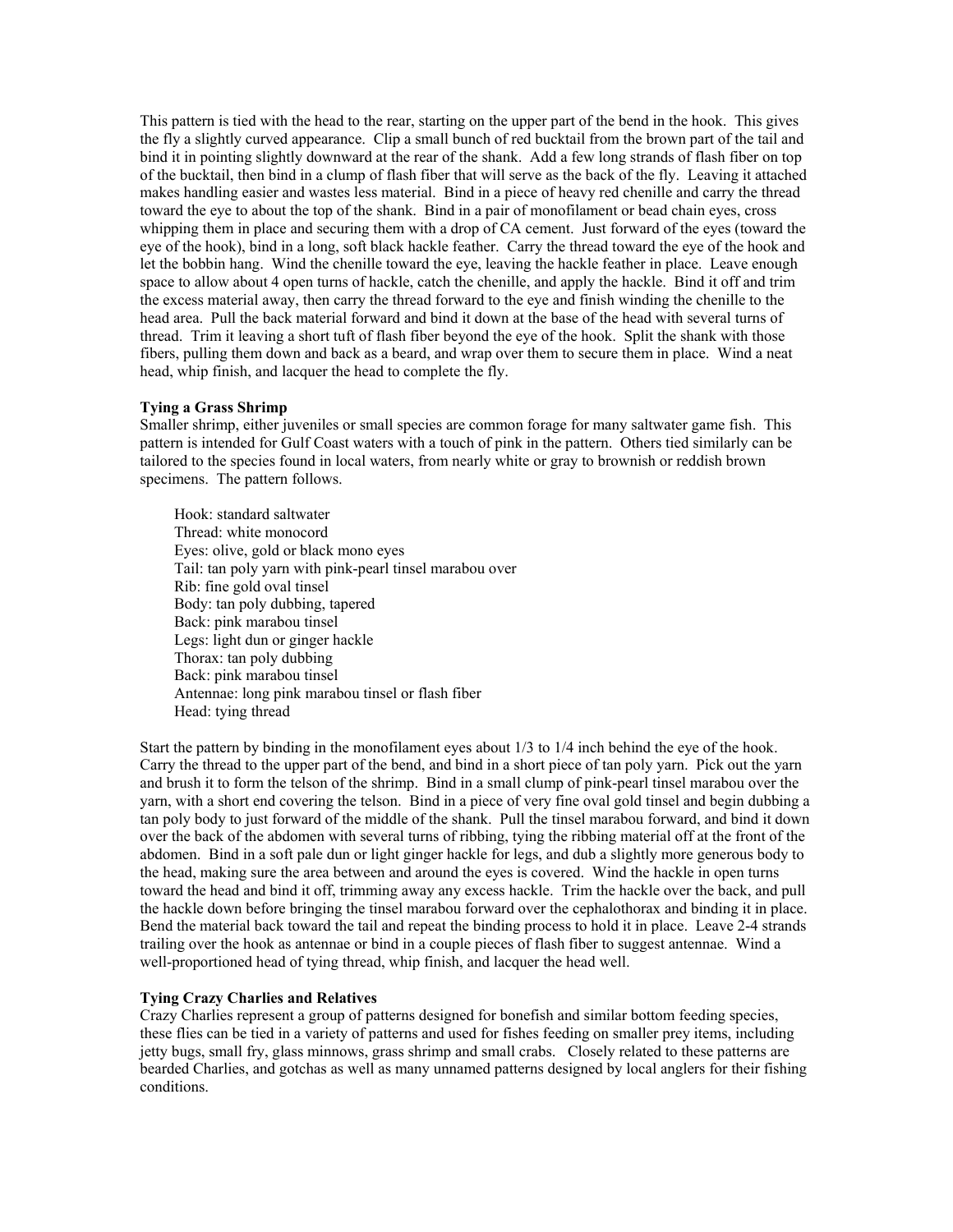This pattern is tied with the head to the rear, starting on the upper part of the bend in the hook. This gives the fly a slightly curved appearance. Clip a small bunch of red bucktail from the brown part of the tail and bind it in pointing slightly downward at the rear of the shank. Add a few long strands of flash fiber on top of the bucktail, then bind in a clump of flash fiber that will serve as the back of the fly. Leaving it attached makes handling easier and wastes less material. Bind in a piece of heavy red chenille and carry the thread toward the eye to about the top of the shank. Bind in a pair of monofilament or bead chain eyes, cross whipping them in place and securing them with a drop of CA cement. Just forward of the eyes (toward the eye of the hook), bind in a long, soft black hackle feather. Carry the thread toward the eye of the hook and let the bobbin hang. Wind the chenille toward the eye, leaving the hackle feather in place. Leave enough space to allow about 4 open turns of hackle, catch the chenille, and apply the hackle. Bind it off and trim the excess material away, then carry the thread forward to the eye and finish winding the chenille to the head area. Pull the back material forward and bind it down at the base of the head with several turns of thread. Trim it leaving a short tuft of flash fiber beyond the eye of the hook. Split the shank with those fibers, pulling them down and back as a beard, and wrap over them to secure them in place. Wind a neat head, whip finish, and lacquer the head to complete the fly.

**Tying a Grass Shrimp**

Smaller shrimp, either juveniles or small species are common forage for many saltwater game fish. This pattern is intended for Gulf Coast waters with a touch of pink in the pattern. Others tied similarly can be tailored to the species found in local waters, from nearly white or gray to brownish or reddish brown specimens. The pattern follows.

Hook: standard saltwater
Thread: white monocord
Eyes: olive, gold or black mono eyes
Tail: tan poly yarn with pink-pearl tinsel marabou over
Rib: fine gold oval tinsel
Body: tan poly dubbing, tapered
Back: pink marabou tinsel
Legs: light dun or ginger hackle
Thorax: tan poly dubbing
Back: pink marabou tinsel
Antennae: long pink marabou tinsel or flash fiber
Head: tying thread

Start the pattern by binding in the monofilament eyes about 1/3 to 1/4 inch behind the eye of the hook. Carry the thread to the upper part of the bend, and bind in a short piece of tan poly yarn. Pick out the yarn and brush it to form the telson of the shrimp. Bind in a small clump of pink-pearl tinsel marabou over the yarn, with a short end covering the telson. Bind in a piece of very fine oval gold tinsel and begin dubbing a tan poly body to just forward of the middle of the shank. Pull the tinsel marabou forward, and bind it down over the back of the abdomen with several turns of ribbing, tying the ribbing material off at the front of the abdomen. Bind in a soft pale dun or light ginger hackle for legs, and dub a slightly more generous body to the head, making sure the area between and around the eyes is covered. Wind the hackle in open turns toward the head and bind it off, trimming away any excess hackle. Trim the hackle over the back, and pull the hackle down before bringing the tinsel marabou forward over the cephalothorax and binding it in place. Bend the material back toward the tail and repeat the binding process to hold it in place. Leave 2-4 strands trailing over the hook as antennae or bind in a couple pieces of flash fiber to suggest antennae. Wind a well-proportioned head of tying thread, whip finish, and lacquer the head well.

**Tying Crazy Charlies and Relatives**

Crazy Charlies represent a group of patterns designed for bonefish and similar bottom feeding species, these flies can be tied in a variety of patterns and used for fishes feeding on smaller prey items, including jetty bugs, small fry, glass minnows, grass shrimp and small crabs. Closely related to these patterns are bearded Charlies, and gotchas as well as many unnamed patterns designed by local anglers for their fishing conditions.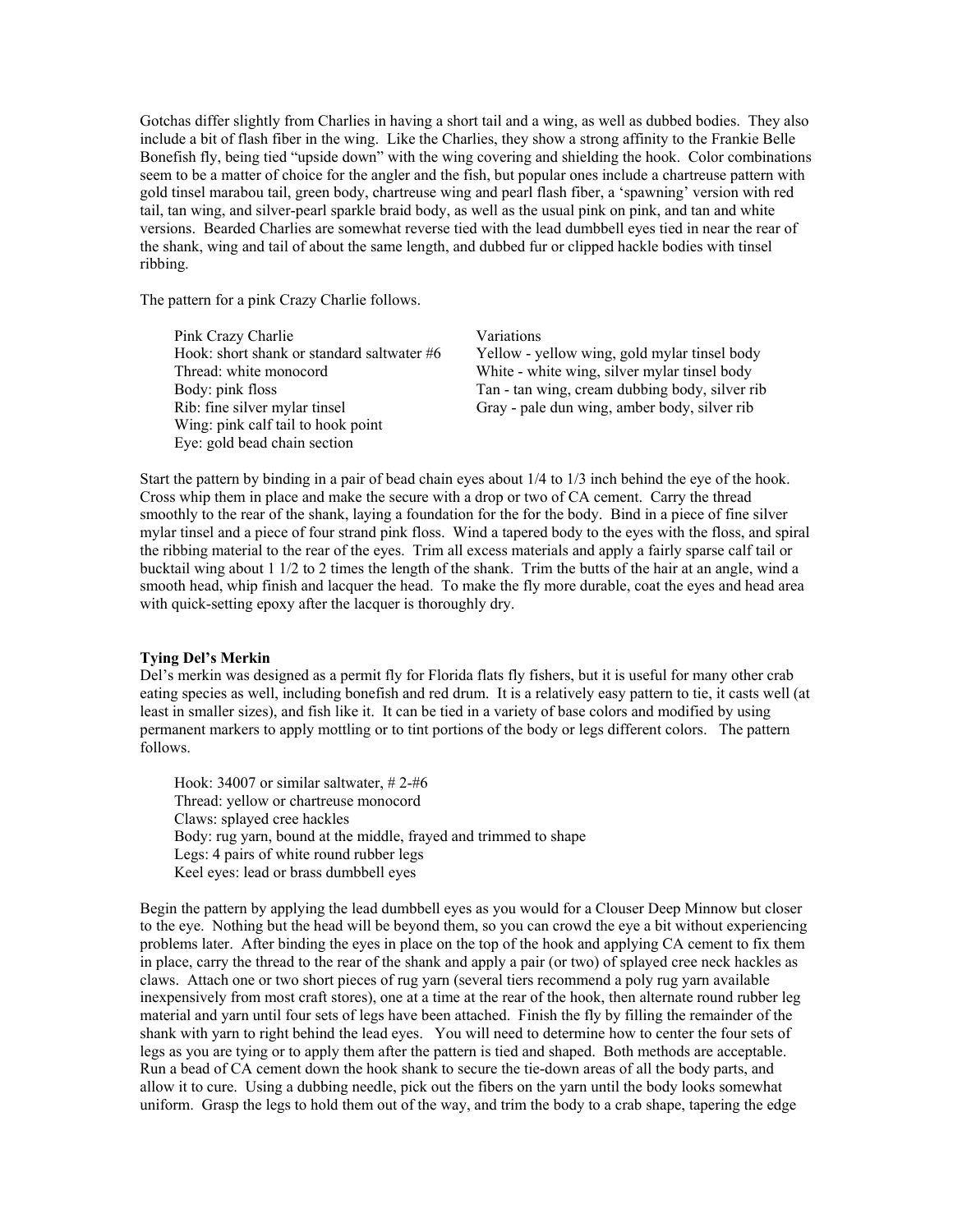Gotchas differ slightly from Charlies in having a short tail and a wing, as well as dubbed bodies. They also include a bit of flash fiber in the wing. Like the Charlies, they show a strong affinity to the Frankie Belle Bonefish fly, being tied "upside down" with the wing covering and shielding the hook. Color combinations seem to be a matter of choice for the angler and the fish, but popular ones include a chartreuse pattern with gold tinsel marabou tail, green body, chartreuse wing and pearl flash fiber, a 'spawning' version with red tail, tan wing, and silver-pearl sparkle braid body, as well as the usual pink on pink, and tan and white versions. Bearded Charlies are somewhat reverse tied with the lead dumbbell eyes tied in near the rear of the shank, wing and tail of about the same length, and dubbed fur or clipped hackle bodies with tinsel ribbing.

The pattern for a pink Crazy Charlie follows.

Pink Crazy Charlie
Hook: short shank or standard saltwater #6
Thread: white monocord
Body: pink floss
Rib: fine silver mylar tinsel
Wing: pink calf tail to hook point
Eye: gold bead chain section

Variations
Yellow - yellow wing, gold mylar tinsel body
White - white wing, silver mylar tinsel body
Tan - tan wing, cream dubbing body, silver rib
Gray - pale dun wing, amber body, silver rib

Start the pattern by binding in a pair of bead chain eyes about 1/4 to 1/3 inch behind the eye of the hook. Cross whip them in place and make the secure with a drop or two of CA cement. Carry the thread smoothly to the rear of the shank, laying a foundation for the for the body. Bind in a piece of fine silver mylar tinsel and a piece of four strand pink floss. Wind a tapered body to the eyes with the floss, and spiral the ribbing material to the rear of the eyes. Trim all excess materials and apply a fairly sparse calf tail or bucktail wing about 1 1/2 to 2 times the length of the shank. Trim the butts of the hair at an angle, wind a smooth head, whip finish and lacquer the head. To make the fly more durable, coat the eyes and head area with quick-setting epoxy after the lacquer is thoroughly dry.

**Tying Del's Merkin**

Del's merkin was designed as a permit fly for Florida flats fly fishers, but it is useful for many other crab eating species as well, including bonefish and red drum. It is a relatively easy pattern to tie, it casts well (at least in smaller sizes), and fish like it. It can be tied in a variety of base colors and modified by using permanent markers to apply mottling or to tint portions of the body or legs different colors. The pattern follows.

Hook: 34007 or similar saltwater, # 2-#6
Thread: yellow or chartreuse monocord
Claws: splayed cree hackles
Body: rug yarn, bound at the middle, frayed and trimmed to shape
Legs: 4 pairs of white round rubber legs
Keel eyes: lead or brass dumbbell eyes

Begin the pattern by applying the lead dumbbell eyes as you would for a Clouser Deep Minnow but closer to the eye. Nothing but the head will be beyond them, so you can crowd the eye a bit without experiencing problems later. After binding the eyes in place on the top of the hook and applying CA cement to fix them in place, carry the thread to the rear of the shank and apply a pair (or two) of splayed cree neck hackles as claws. Attach one or two short pieces of rug yarn (several tiers recommend a poly rug yarn available inexpensively from most craft stores), one at a time at the rear of the hook, then alternate round rubber leg material and yarn until four sets of legs have been attached. Finish the fly by filling the remainder of the shank with yarn to right behind the lead eyes. You will need to determine how to center the four sets of legs as you are tying or to apply them after the pattern is tied and shaped. Both methods are acceptable. Run a bead of CA cement down the hook shank to secure the tie-down areas of all the body parts, and allow it to cure. Using a dubbing needle, pick out the fibers on the yarn until the body looks somewhat uniform. Grasp the legs to hold them out of the way, and trim the body to a crab shape, tapering the edge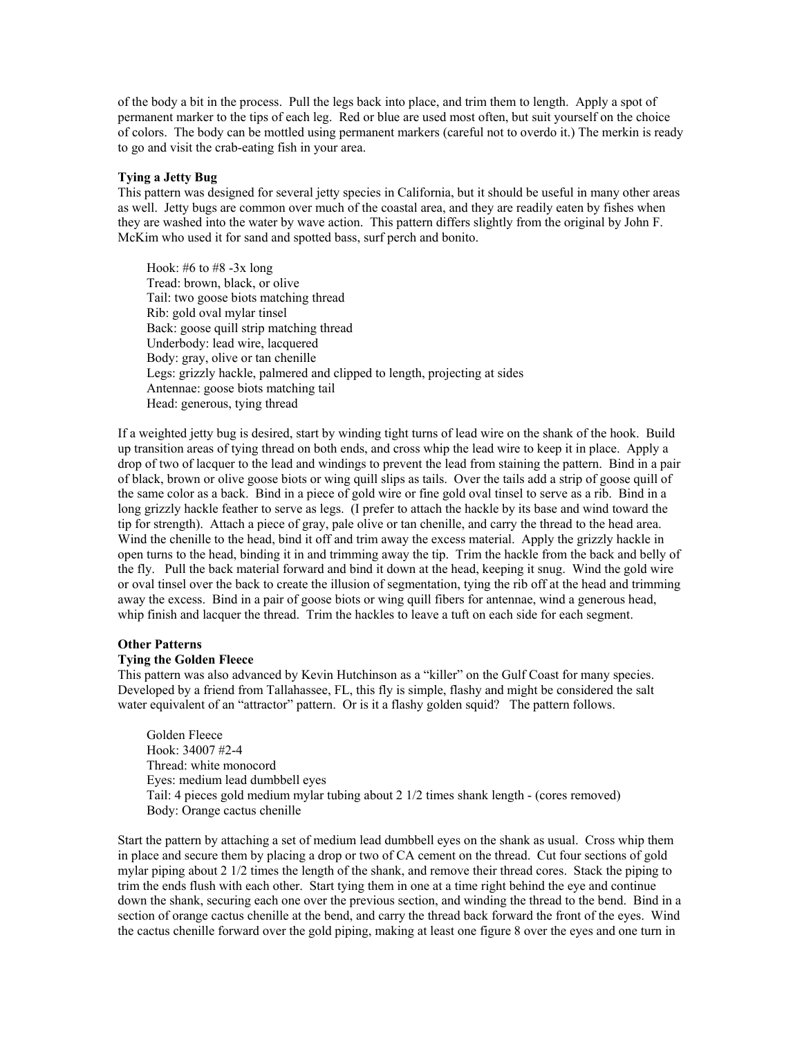of the body a bit in the process. Pull the legs back into place, and trim them to length. Apply a spot of permanent marker to the tips of each leg. Red or blue are used most often, but suit yourself on the choice of colors. The body can be mottled using permanent markers (careful not to overdo it.) The merkin is ready to go and visit the crab-eating fish in your area.

**Tying a Jetty Bug**

This pattern was designed for several jetty species in California, but it should be useful in many other areas as well. Jetty bugs are common over much of the coastal area, and they are readily eaten by fishes when they are washed into the water by wave action. This pattern differs slightly from the original by John F. McKim who used it for sand and spotted bass, surf perch and bonito.

Hook: #6 to #8 -3x long
Tread: brown, black, or olive
Tail: two goose biots matching thread
Rib: gold oval mylar tinsel
Back: goose quill strip matching thread
Underbody: lead wire, lacquered
Body: gray, olive or tan chenille
Legs: grizzly hackle, palmered and clipped to length, projecting at sides
Antennae: goose biots matching tail
Head: generous, tying thread

If a weighted jetty bug is desired, start by winding tight turns of lead wire on the shank of the hook. Build up transition areas of tying thread on both ends, and cross whip the lead wire to keep it in place. Apply a drop of two of lacquer to the lead and windings to prevent the lead from staining the pattern. Bind in a pair of black, brown or olive goose biots or wing quill slips as tails. Over the tails add a strip of goose quill of the same color as a back. Bind in a piece of gold wire or fine gold oval tinsel to serve as a rib. Bind in a long grizzly hackle feather to serve as legs. (I prefer to attach the hackle by its base and wind toward the tip for strength). Attach a piece of gray, pale olive or tan chenille, and carry the thread to the head area. Wind the chenille to the head, bind it off and trim away the excess material. Apply the grizzly hackle in open turns to the head, binding it in and trimming away the tip. Trim the hackle from the back and belly of the fly. Pull the back material forward and bind it down at the head, keeping it snug. Wind the gold wire or oval tinsel over the back to create the illusion of segmentation, tying the rib off at the head and trimming away the excess. Bind in a pair of goose biots or wing quill fibers for antennae, wind a generous head, whip finish and lacquer the thread. Trim the hackles to leave a tuft on each side for each segment.

**Other Patterns**

**Tying the Golden Fleece**

This pattern was also advanced by Kevin Hutchinson as a "killer" on the Gulf Coast for many species. Developed by a friend from Tallahassee, FL, this fly is simple, flashy and might be considered the salt water equivalent of an "attractor" pattern. Or is it a flashy golden squid? The pattern follows.

Golden Fleece
Hook: 34007 #2-4
Thread: white monocord
Eyes: medium lead dumbbell eyes
Tail: 4 pieces gold medium mylar tubing about 2 1/2 times shank length - (cores removed)
Body: Orange cactus chenille

Start the pattern by attaching a set of medium lead dumbbell eyes on the shank as usual. Cross whip them in place and secure them by placing a drop or two of CA cement on the thread. Cut four sections of gold mylar piping about 2 1/2 times the length of the shank, and remove their thread cores. Stack the piping to trim the ends flush with each other. Start tying them in one at a time right behind the eye and continue down the shank, securing each one over the previous section, and winding the thread to the bend. Bind in a section of orange cactus chenille at the bend, and carry the thread back forward the front of the eyes. Wind the cactus chenille forward over the gold piping, making at least one figure 8 over the eyes and one turn in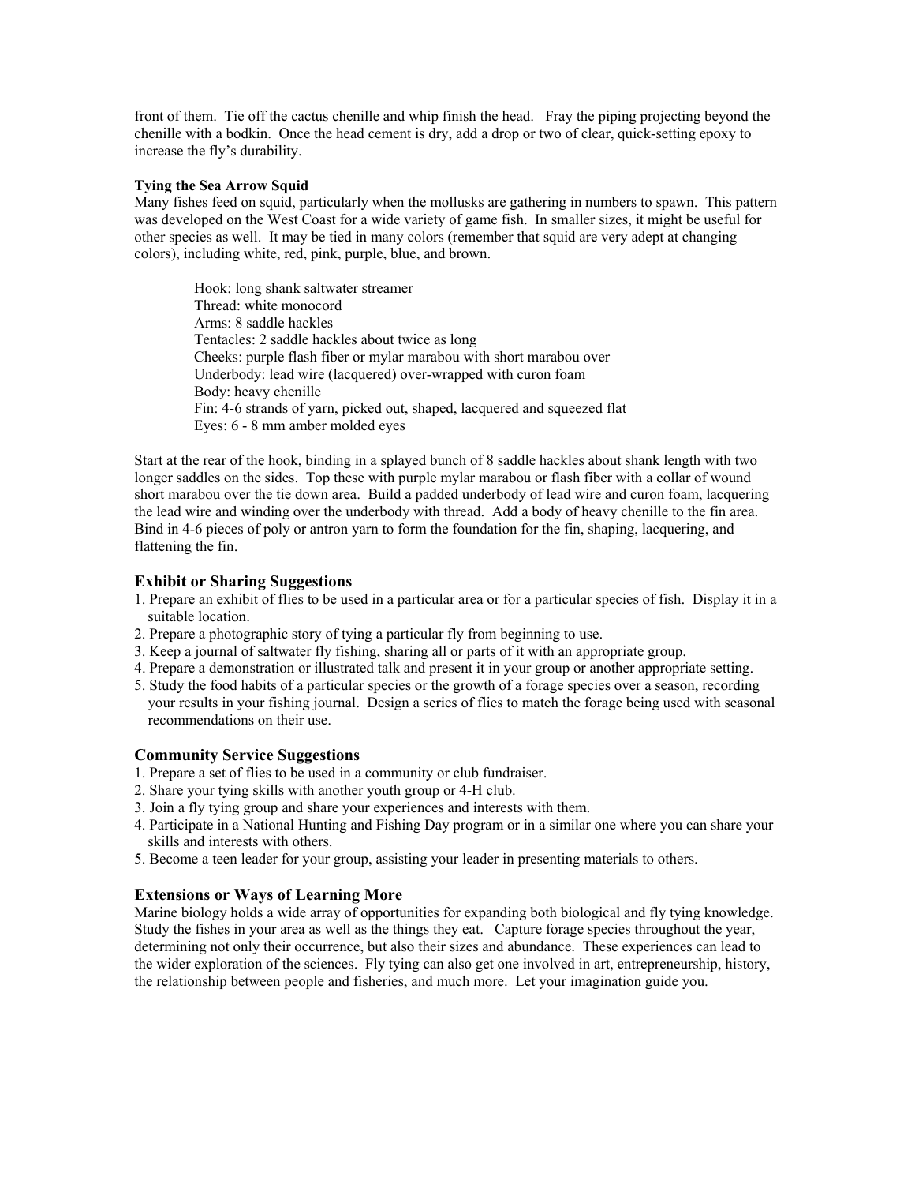front of them. Tie off the cactus chenille and whip finish the head. Fray the piping projecting beyond the chenille with a bodkin. Once the head cement is dry, add a drop or two of clear, quick-setting epoxy to increase the fly's durability.

**Tying the Sea Arrow Squid**

Many fishes feed on squid, particularly when the mollusks are gathering in numbers to spawn. This pattern was developed on the West Coast for a wide variety of game fish. In smaller sizes, it might be useful for other species as well. It may be tied in many colors (remember that squid are very adept at changing colors), including white, red, pink, purple, blue, and brown.

> Hook: long shank saltwater streamer
> Thread: white monocord
> Arms: 8 saddle hackles
> Tentacles: 2 saddle hackles about twice as long
> Cheeks: purple flash fiber or mylar marabou with short marabou over
> Underbody: lead wire (lacquered) over-wrapped with curon foam
> Body: heavy chenille
> Fin: 4-6 strands of yarn, picked out, shaped, lacquered and squeezed flat
> Eyes: 6 - 8 mm amber molded eyes

Start at the rear of the hook, binding in a splayed bunch of 8 saddle hackles about shank length with two longer saddles on the sides. Top these with purple mylar marabou or flash fiber with a collar of wound short marabou over the tie down area. Build a padded underbody of lead wire and curon foam, lacquering the lead wire and winding over the underbody with thread. Add a body of heavy chenille to the fin area. Bind in 4-6 pieces of poly or antron yarn to form the foundation for the fin, shaping, lacquering, and flattening the fin.

## Exhibit or Sharing Suggestions

1. Prepare an exhibit of flies to be used in a particular area or for a particular species of fish. Display it in a suitable location.
2. Prepare a photographic story of tying a particular fly from beginning to use.
3. Keep a journal of saltwater fly fishing, sharing all or parts of it with an appropriate group.
4. Prepare a demonstration or illustrated talk and present it in your group or another appropriate setting.
5. Study the food habits of a particular species or the growth of a forage species over a season, recording your results in your fishing journal. Design a series of flies to match the forage being used with seasonal recommendations on their use.

## Community Service Suggestions

1. Prepare a set of flies to be used in a community or club fundraiser.
2. Share your tying skills with another youth group or 4-H club.
3. Join a fly tying group and share your experiences and interests with them.
4. Participate in a National Hunting and Fishing Day program or in a similar one where you can share your skills and interests with others.
5. Become a teen leader for your group, assisting your leader in presenting materials to others.

## Extensions or Ways of Learning More

Marine biology holds a wide array of opportunities for expanding both biological and fly tying knowledge. Study the fishes in your area as well as the things they eat. Capture forage species throughout the year, determining not only their occurrence, but also their sizes and abundance. These experiences can lead to the wider exploration of the sciences. Fly tying can also get one involved in art, entrepreneurship, history, the relationship between people and fisheries, and much more. Let your imagination guide you.